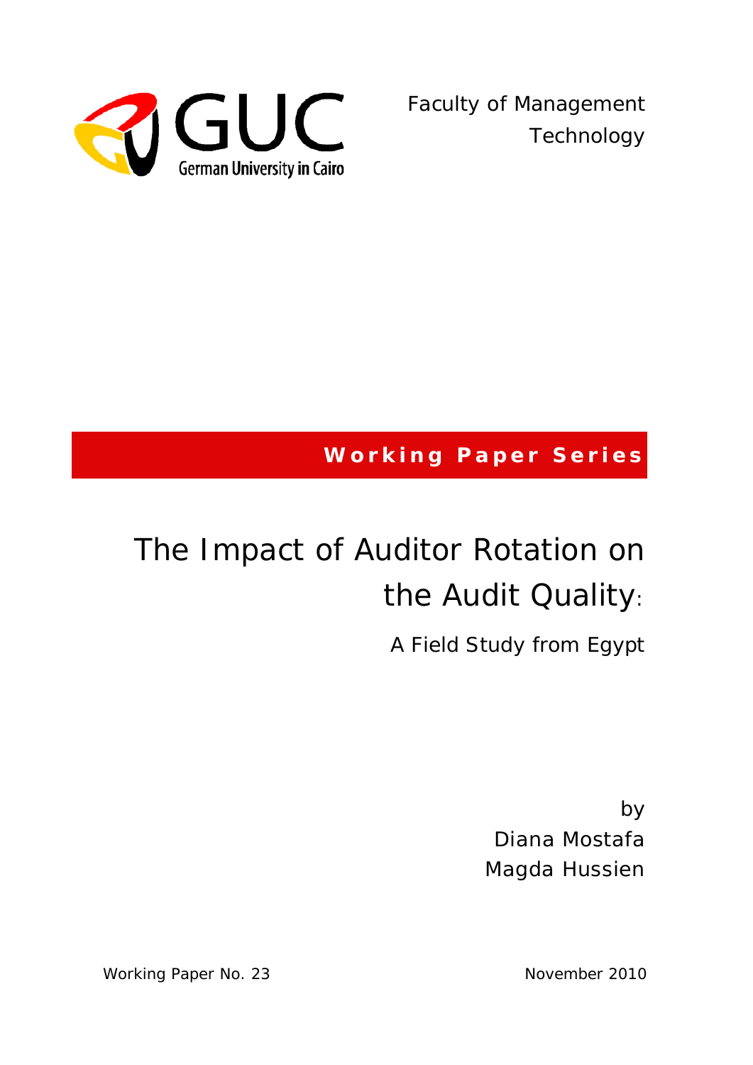GUC

German University in Cairo

Faculty of Management Technology

**Working Paper Series**

# The Impact of Auditor Rotation on the Audit Quality:

## A Field Study from Egypt

by

Diana Mostafa

Magda Hussien

Working Paper No. 23

November 2010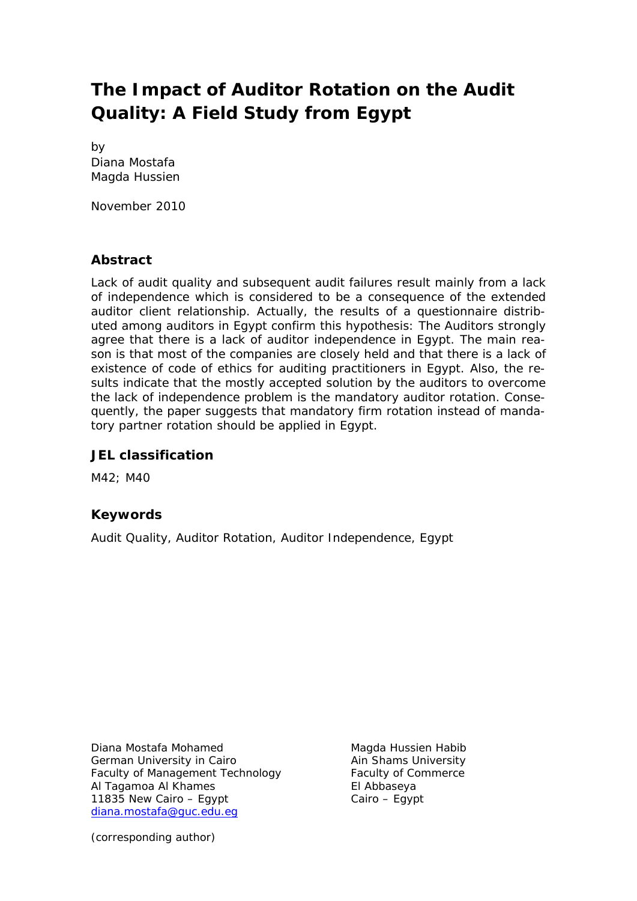# The Impact of Auditor Rotation on the Audit Quality: A Field Study from Egypt

by
Diana Mostafa
Magda Hussien

November 2010

## Abstract

Lack of audit quality and subsequent audit failures result mainly from a lack of independence which is considered to be a consequence of the extended auditor client relationship. Actually, the results of a questionnaire distributed among auditors in Egypt confirm this hypothesis: The Auditors strongly agree that there is a lack of auditor independence in Egypt. The main reason is that most of the companies are closely held and that there is a lack of existence of code of ethics for auditing practitioners in Egypt. Also, the results indicate that the mostly accepted solution by the auditors to overcome the lack of independence problem is the mandatory auditor rotation. Consequently, the paper suggests that mandatory firm rotation instead of mandatory partner rotation should be applied in Egypt.

## JEL classification

M42; M40

## Keywords

Audit Quality, Auditor Rotation, Auditor Independence, Egypt

Diana Mostafa Mohamed
German University in Cairo
Faculty of Management Technology
Al Tagamoa Al Khames
11835 New Cairo – Egypt
diana.mostafa@guc.edu.eg

(corresponding author)

Magda Hussien Habib
Ain Shams University
Faculty of Commerce
El Abbaseya
Cairo – Egypt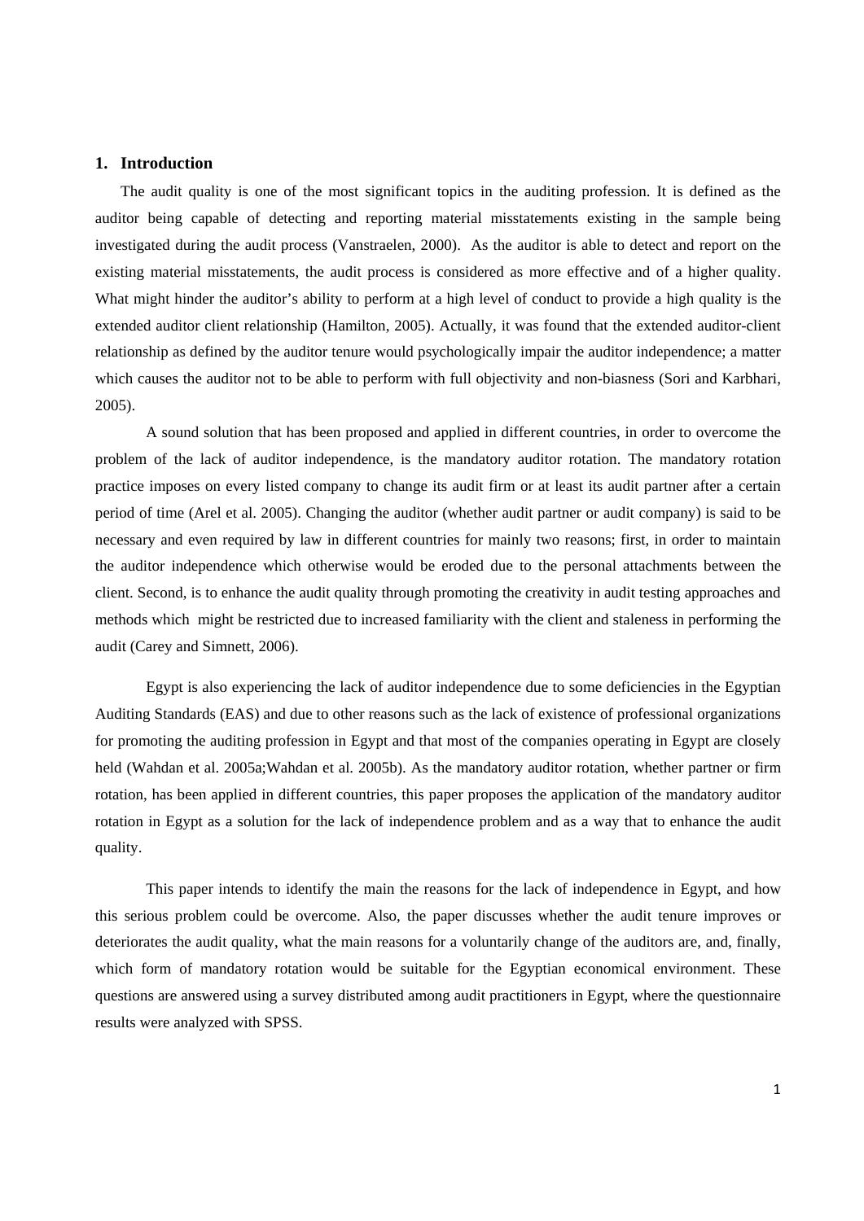## 1. Introduction

The audit quality is one of the most significant topics in the auditing profession. It is defined as the auditor being capable of detecting and reporting material misstatements existing in the sample being investigated during the audit process (Vanstraelen, 2000). As the auditor is able to detect and report on the existing material misstatements, the audit process is considered as more effective and of a higher quality. What might hinder the auditor's ability to perform at a high level of conduct to provide a high quality is the extended auditor client relationship (Hamilton, 2005). Actually, it was found that the extended auditor-client relationship as defined by the auditor tenure would psychologically impair the auditor independence; a matter which causes the auditor not to be able to perform with full objectivity and non-biasness (Sori and Karbhari, 2005).

A sound solution that has been proposed and applied in different countries, in order to overcome the problem of the lack of auditor independence, is the mandatory auditor rotation. The mandatory rotation practice imposes on every listed company to change its audit firm or at least its audit partner after a certain period of time (Arel et al. 2005). Changing the auditor (whether audit partner or audit company) is said to be necessary and even required by law in different countries for mainly two reasons; first, in order to maintain the auditor independence which otherwise would be eroded due to the personal attachments between the client. Second, is to enhance the audit quality through promoting the creativity in audit testing approaches and methods which might be restricted due to increased familiarity with the client and staleness in performing the audit (Carey and Simnett, 2006).

Egypt is also experiencing the lack of auditor independence due to some deficiencies in the Egyptian Auditing Standards (EAS) and due to other reasons such as the lack of existence of professional organizations for promoting the auditing profession in Egypt and that most of the companies operating in Egypt are closely held (Wahdan et al. 2005a;Wahdan et al. 2005b). As the mandatory auditor rotation, whether partner or firm rotation, has been applied in different countries, this paper proposes the application of the mandatory auditor rotation in Egypt as a solution for the lack of independence problem and as a way that to enhance the audit quality.

This paper intends to identify the main the reasons for the lack of independence in Egypt, and how this serious problem could be overcome. Also, the paper discusses whether the audit tenure improves or deteriorates the audit quality, what the main reasons for a voluntarily change of the auditors are, and, finally, which form of mandatory rotation would be suitable for the Egyptian economical environment. These questions are answered using a survey distributed among audit practitioners in Egypt, where the questionnaire results were analyzed with SPSS.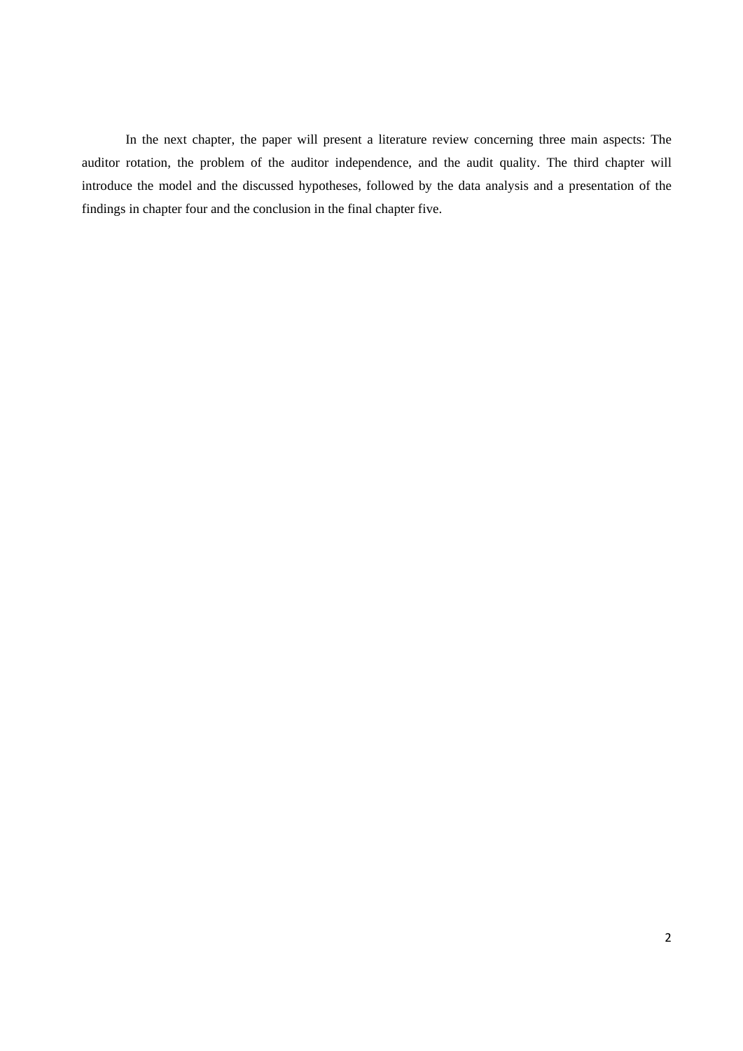In the next chapter, the paper will present a literature review concerning three main aspects: The auditor rotation, the problem of the auditor independence, and the audit quality. The third chapter will introduce the model and the discussed hypotheses, followed by the data analysis and a presentation of the findings in chapter four and the conclusion in the final chapter five.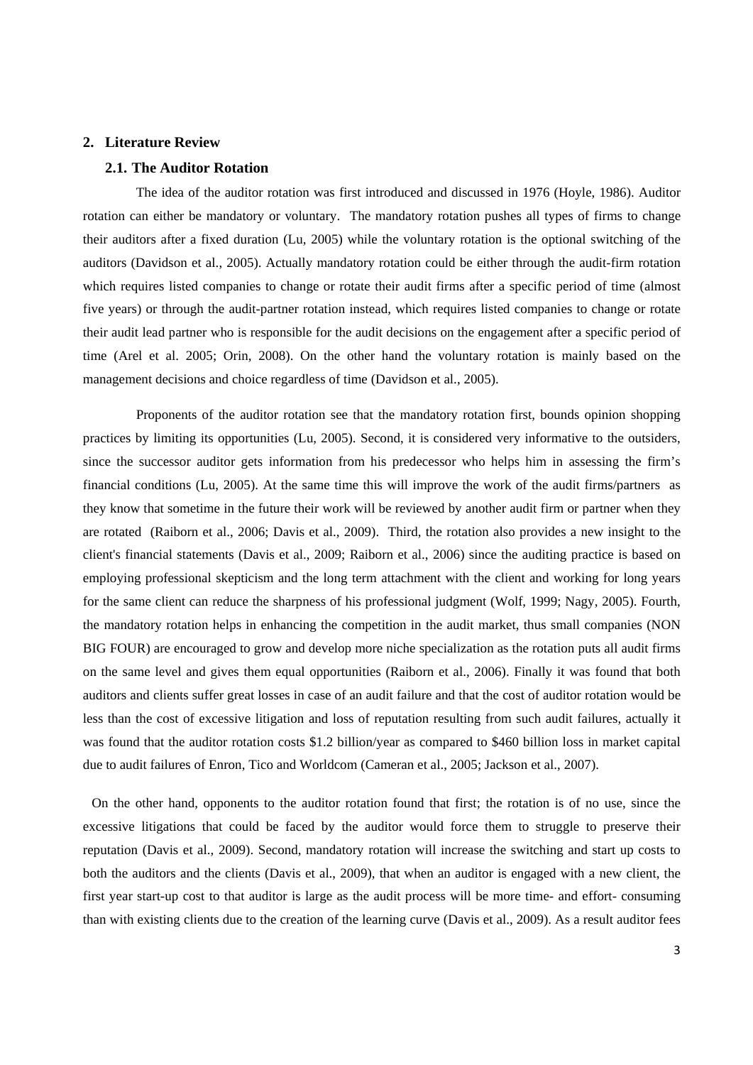## 2. Literature Review

### 2.1. The Auditor Rotation

The idea of the auditor rotation was first introduced and discussed in 1976 (Hoyle, 1986). Auditor rotation can either be mandatory or voluntary. The mandatory rotation pushes all types of firms to change their auditors after a fixed duration (Lu, 2005) while the voluntary rotation is the optional switching of the auditors (Davidson et al., 2005). Actually mandatory rotation could be either through the audit-firm rotation which requires listed companies to change or rotate their audit firms after a specific period of time (almost five years) or through the audit-partner rotation instead, which requires listed companies to change or rotate their audit lead partner who is responsible for the audit decisions on the engagement after a specific period of time (Arel et al. 2005; Orin, 2008). On the other hand the voluntary rotation is mainly based on the management decisions and choice regardless of time (Davidson et al., 2005).

Proponents of the auditor rotation see that the mandatory rotation first, bounds opinion shopping practices by limiting its opportunities (Lu, 2005). Second, it is considered very informative to the outsiders, since the successor auditor gets information from his predecessor who helps him in assessing the firm's financial conditions (Lu, 2005). At the same time this will improve the work of the audit firms/partners as they know that sometime in the future their work will be reviewed by another audit firm or partner when they are rotated (Raiborn et al., 2006; Davis et al., 2009). Third, the rotation also provides a new insight to the client's financial statements (Davis et al., 2009; Raiborn et al., 2006) since the auditing practice is based on employing professional skepticism and the long term attachment with the client and working for long years for the same client can reduce the sharpness of his professional judgment (Wolf, 1999; Nagy, 2005). Fourth, the mandatory rotation helps in enhancing the competition in the audit market, thus small companies (NON BIG FOUR) are encouraged to grow and develop more niche specialization as the rotation puts all audit firms on the same level and gives them equal opportunities (Raiborn et al., 2006). Finally it was found that both auditors and clients suffer great losses in case of an audit failure and that the cost of auditor rotation would be less than the cost of excessive litigation and loss of reputation resulting from such audit failures, actually it was found that the auditor rotation costs $1.2 billion/year as compared to $460 billion loss in market capital due to audit failures of Enron, Tico and Worldcom (Cameran et al., 2005; Jackson et al., 2007).

On the other hand, opponents to the auditor rotation found that first; the rotation is of no use, since the excessive litigations that could be faced by the auditor would force them to struggle to preserve their reputation (Davis et al., 2009). Second, mandatory rotation will increase the switching and start up costs to both the auditors and the clients (Davis et al., 2009), that when an auditor is engaged with a new client, the first year start-up cost to that auditor is large as the audit process will be more time- and effort- consuming than with existing clients due to the creation of the learning curve (Davis et al., 2009). As a result auditor fees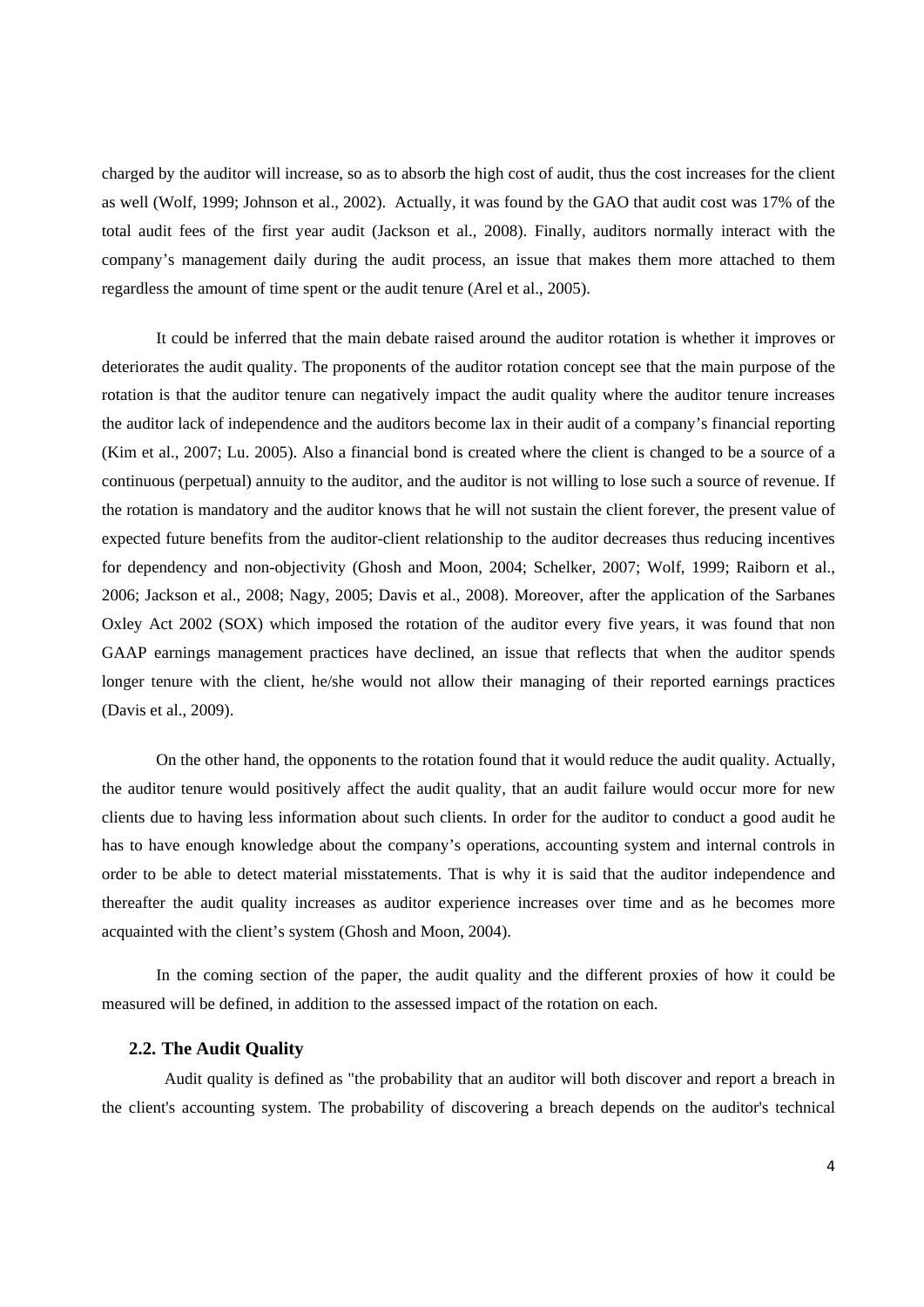charged by the auditor will increase, so as to absorb the high cost of audit, thus the cost increases for the client as well (Wolf, 1999; Johnson et al., 2002). Actually, it was found by the GAO that audit cost was 17% of the total audit fees of the first year audit (Jackson et al., 2008). Finally, auditors normally interact with the company's management daily during the audit process, an issue that makes them more attached to them regardless the amount of time spent or the audit tenure (Arel et al., 2005).

It could be inferred that the main debate raised around the auditor rotation is whether it improves or deteriorates the audit quality. The proponents of the auditor rotation concept see that the main purpose of the rotation is that the auditor tenure can negatively impact the audit quality where the auditor tenure increases the auditor lack of independence and the auditors become lax in their audit of a company's financial reporting (Kim et al., 2007; Lu. 2005). Also a financial bond is created where the client is changed to be a source of a continuous (perpetual) annuity to the auditor, and the auditor is not willing to lose such a source of revenue. If the rotation is mandatory and the auditor knows that he will not sustain the client forever, the present value of expected future benefits from the auditor-client relationship to the auditor decreases thus reducing incentives for dependency and non-objectivity (Ghosh and Moon, 2004; Schelker, 2007; Wolf, 1999; Raiborn et al., 2006; Jackson et al., 2008; Nagy, 2005; Davis et al., 2008). Moreover, after the application of the Sarbanes Oxley Act 2002 (SOX) which imposed the rotation of the auditor every five years, it was found that non GAAP earnings management practices have declined, an issue that reflects that when the auditor spends longer tenure with the client, he/she would not allow their managing of their reported earnings practices (Davis et al., 2009).

On the other hand, the opponents to the rotation found that it would reduce the audit quality. Actually, the auditor tenure would positively affect the audit quality, that an audit failure would occur more for new clients due to having less information about such clients. In order for the auditor to conduct a good audit he has to have enough knowledge about the company's operations, accounting system and internal controls in order to be able to detect material misstatements. That is why it is said that the auditor independence and thereafter the audit quality increases as auditor experience increases over time and as he becomes more acquainted with the client's system (Ghosh and Moon, 2004).

In the coming section of the paper, the audit quality and the different proxies of how it could be measured will be defined, in addition to the assessed impact of the rotation on each.

### 2.2. The Audit Quality

Audit quality is defined as "the probability that an auditor will both discover and report a breach in the client's accounting system. The probability of discovering a breach depends on the auditor's technical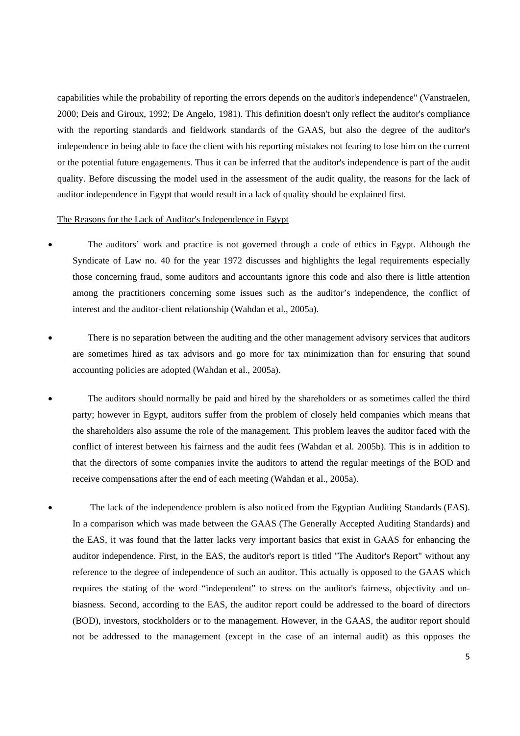capabilities while the probability of reporting the errors depends on the auditor's independence" (Vanstraelen, 2000; Deis and Giroux, 1992; De Angelo, 1981). This definition doesn't only reflect the auditor's compliance with the reporting standards and fieldwork standards of the GAAS, but also the degree of the auditor's independence in being able to face the client with his reporting mistakes not fearing to lose him on the current or the potential future engagements. Thus it can be inferred that the auditor's independence is part of the audit quality. Before discussing the model used in the assessment of the audit quality, the reasons for the lack of auditor independence in Egypt that would result in a lack of quality should be explained first.

<u>The Reasons for the Lack of Auditor's Independence in Egypt</u>

- The auditors' work and practice is not governed through a code of ethics in Egypt. Although the Syndicate of Law no. 40 for the year 1972 discusses and highlights the legal requirements especially those concerning fraud, some auditors and accountants ignore this code and also there is little attention among the practitioners concerning some issues such as the auditor's independence, the conflict of interest and the auditor-client relationship (Wahdan et al., 2005a).

- There is no separation between the auditing and the other management advisory services that auditors are sometimes hired as tax advisors and go more for tax minimization than for ensuring that sound accounting policies are adopted (Wahdan et al., 2005a).

- The auditors should normally be paid and hired by the shareholders or as sometimes called the third party; however in Egypt, auditors suffer from the problem of closely held companies which means that the shareholders also assume the role of the management. This problem leaves the auditor faced with the conflict of interest between his fairness and the audit fees (Wahdan et al. 2005b). This is in addition to that the directors of some companies invite the auditors to attend the regular meetings of the BOD and receive compensations after the end of each meeting (Wahdan et al., 2005a).

- The lack of the independence problem is also noticed from the Egyptian Auditing Standards (EAS). In a comparison which was made between the GAAS (The Generally Accepted Auditing Standards) and the EAS, it was found that the latter lacks very important basics that exist in GAAS for enhancing the auditor independence. First, in the EAS, the auditor's report is titled "The Auditor's Report" without any reference to the degree of independence of such an auditor. This actually is opposed to the GAAS which requires the stating of the word "independent" to stress on the auditor's fairness, objectivity and un-biasness. Second, according to the EAS, the auditor report could be addressed to the board of directors (BOD), investors, stockholders or to the management. However, in the GAAS, the auditor report should not be addressed to the management (except in the case of an internal audit) as this opposes the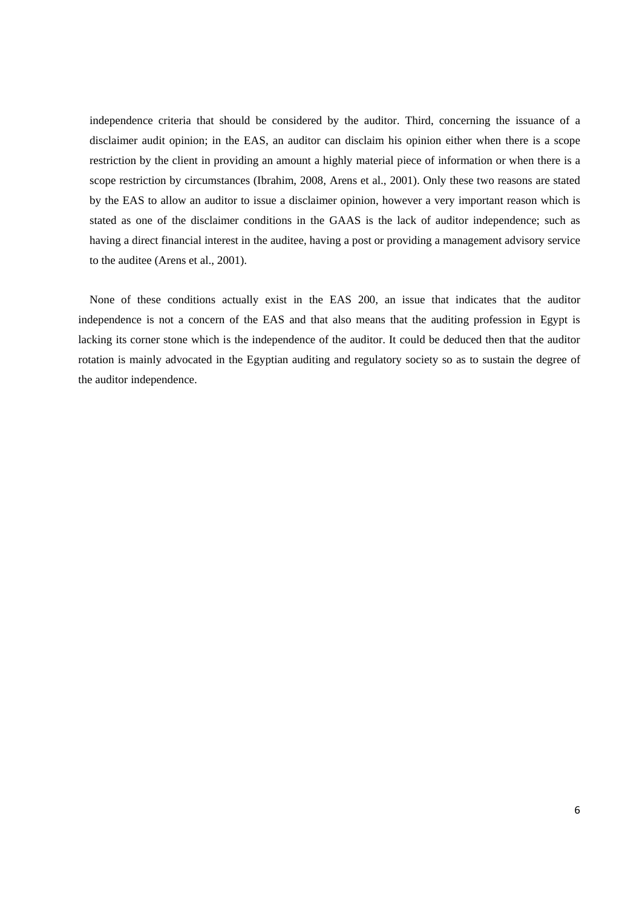independence criteria that should be considered by the auditor. Third, concerning the issuance of a disclaimer audit opinion; in the EAS, an auditor can disclaim his opinion either when there is a scope restriction by the client in providing an amount a highly material piece of information or when there is a scope restriction by circumstances (Ibrahim, 2008, Arens et al., 2001). Only these two reasons are stated by the EAS to allow an auditor to issue a disclaimer opinion, however a very important reason which is stated as one of the disclaimer conditions in the GAAS is the lack of auditor independence; such as having a direct financial interest in the auditee, having a post or providing a management advisory service to the auditee (Arens et al., 2001).

None of these conditions actually exist in the EAS 200, an issue that indicates that the auditor independence is not a concern of the EAS and that also means that the auditing profession in Egypt is lacking its corner stone which is the independence of the auditor. It could be deduced then that the auditor rotation is mainly advocated in the Egyptian auditing and regulatory society so as to sustain the degree of the auditor independence.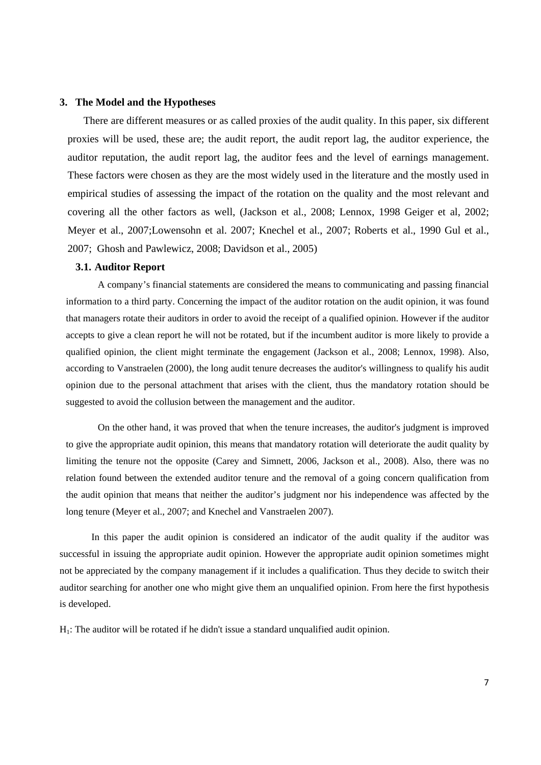## 3. The Model and the Hypotheses

There are different measures or as called proxies of the audit quality. In this paper, six different proxies will be used, these are; the audit report, the audit report lag, the auditor experience, the auditor reputation, the audit report lag, the auditor fees and the level of earnings management. These factors were chosen as they are the most widely used in the literature and the mostly used in empirical studies of assessing the impact of the rotation on the quality and the most relevant and covering all the other factors as well, (Jackson et al., 2008; Lennox, 1998 Geiger et al, 2002; Meyer et al., 2007;Lowensohn et al. 2007; Knechel et al., 2007; Roberts et al., 1990 Gul et al., 2007; Ghosh and Pawlewicz, 2008; Davidson et al., 2005)

### 3.1. Auditor Report

A company's financial statements are considered the means to communicating and passing financial information to a third party. Concerning the impact of the auditor rotation on the audit opinion, it was found that managers rotate their auditors in order to avoid the receipt of a qualified opinion. However if the auditor accepts to give a clean report he will not be rotated, but if the incumbent auditor is more likely to provide a qualified opinion, the client might terminate the engagement (Jackson et al., 2008; Lennox, 1998). Also, according to Vanstraelen (2000), the long audit tenure decreases the auditor's willingness to qualify his audit opinion due to the personal attachment that arises with the client, thus the mandatory rotation should be suggested to avoid the collusion between the management and the auditor.

On the other hand, it was proved that when the tenure increases, the auditor's judgment is improved to give the appropriate audit opinion, this means that mandatory rotation will deteriorate the audit quality by limiting the tenure not the opposite (Carey and Simnett, 2006, Jackson et al., 2008). Also, there was no relation found between the extended auditor tenure and the removal of a going concern qualification from the audit opinion that means that neither the auditor's judgment nor his independence was affected by the long tenure (Meyer et al., 2007; and Knechel and Vanstraelen 2007).

In this paper the audit opinion is considered an indicator of the audit quality if the auditor was successful in issuing the appropriate audit opinion. However the appropriate audit opinion sometimes might not be appreciated by the company management if it includes a qualification. Thus they decide to switch their auditor searching for another one who might give them an unqualified opinion. From here the first hypothesis is developed.

$H_1$: The auditor will be rotated if he didn't issue a standard unqualified audit opinion.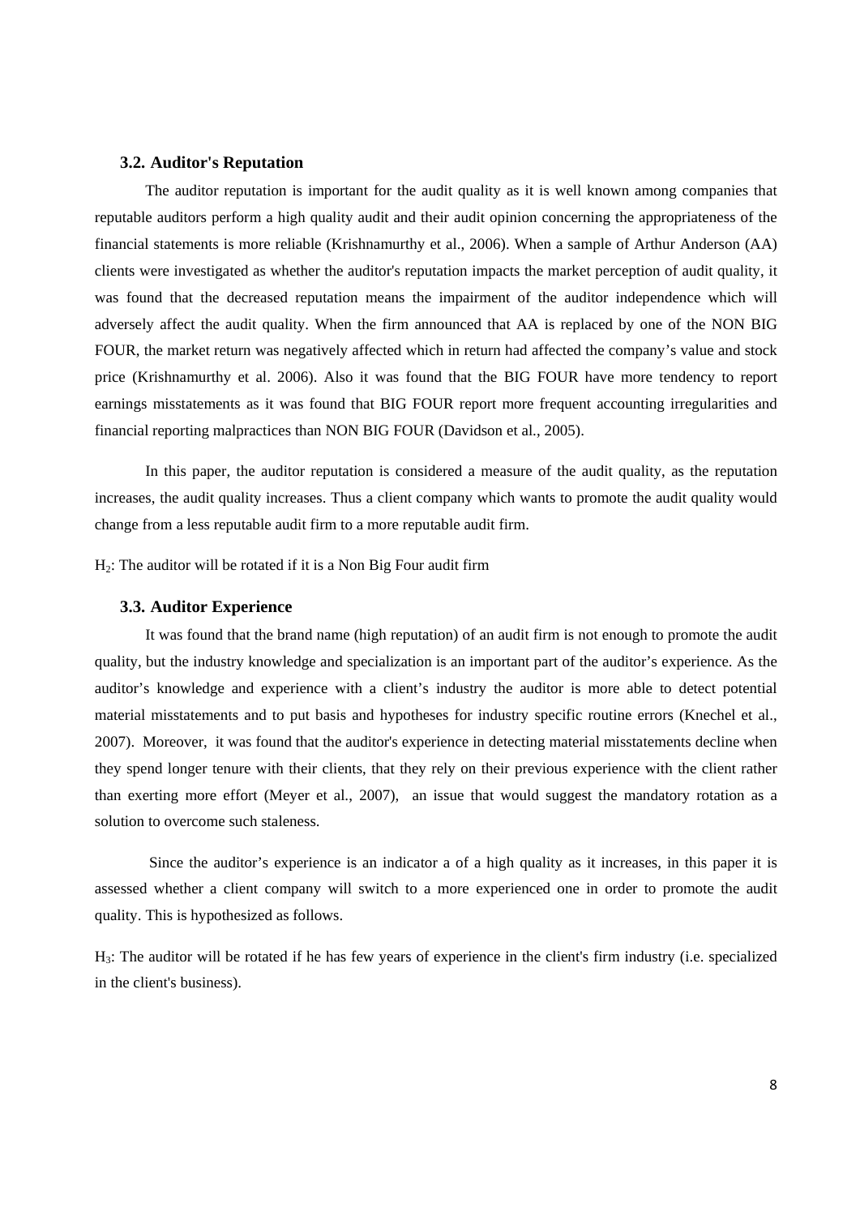### 3.2. Auditor's Reputation

The auditor reputation is important for the audit quality as it is well known among companies that reputable auditors perform a high quality audit and their audit opinion concerning the appropriateness of the financial statements is more reliable (Krishnamurthy et al., 2006). When a sample of Arthur Anderson (AA) clients were investigated as whether the auditor's reputation impacts the market perception of audit quality, it was found that the decreased reputation means the impairment of the auditor independence which will adversely affect the audit quality. When the firm announced that AA is replaced by one of the NON BIG FOUR, the market return was negatively affected which in return had affected the company's value and stock price (Krishnamurthy et al. 2006). Also it was found that the BIG FOUR have more tendency to report earnings misstatements as it was found that BIG FOUR report more frequent accounting irregularities and financial reporting malpractices than NON BIG FOUR (Davidson et al., 2005).

In this paper, the auditor reputation is considered a measure of the audit quality, as the reputation increases, the audit quality increases. Thus a client company which wants to promote the audit quality would change from a less reputable audit firm to a more reputable audit firm.

$H_2$: The auditor will be rotated if it is a Non Big Four audit firm

### 3.3. Auditor Experience

It was found that the brand name (high reputation) of an audit firm is not enough to promote the audit quality, but the industry knowledge and specialization is an important part of the auditor's experience. As the auditor's knowledge and experience with a client's industry the auditor is more able to detect potential material misstatements and to put basis and hypotheses for industry specific routine errors (Knechel et al., 2007). Moreover, it was found that the auditor's experience in detecting material misstatements decline when they spend longer tenure with their clients, that they rely on their previous experience with the client rather than exerting more effort (Meyer et al., 2007), an issue that would suggest the mandatory rotation as a solution to overcome such staleness.

Since the auditor's experience is an indicator a of a high quality as it increases, in this paper it is assessed whether a client company will switch to a more experienced one in order to promote the audit quality. This is hypothesized as follows.

$H_3$: The auditor will be rotated if he has few years of experience in the client's firm industry (i.e. specialized in the client's business).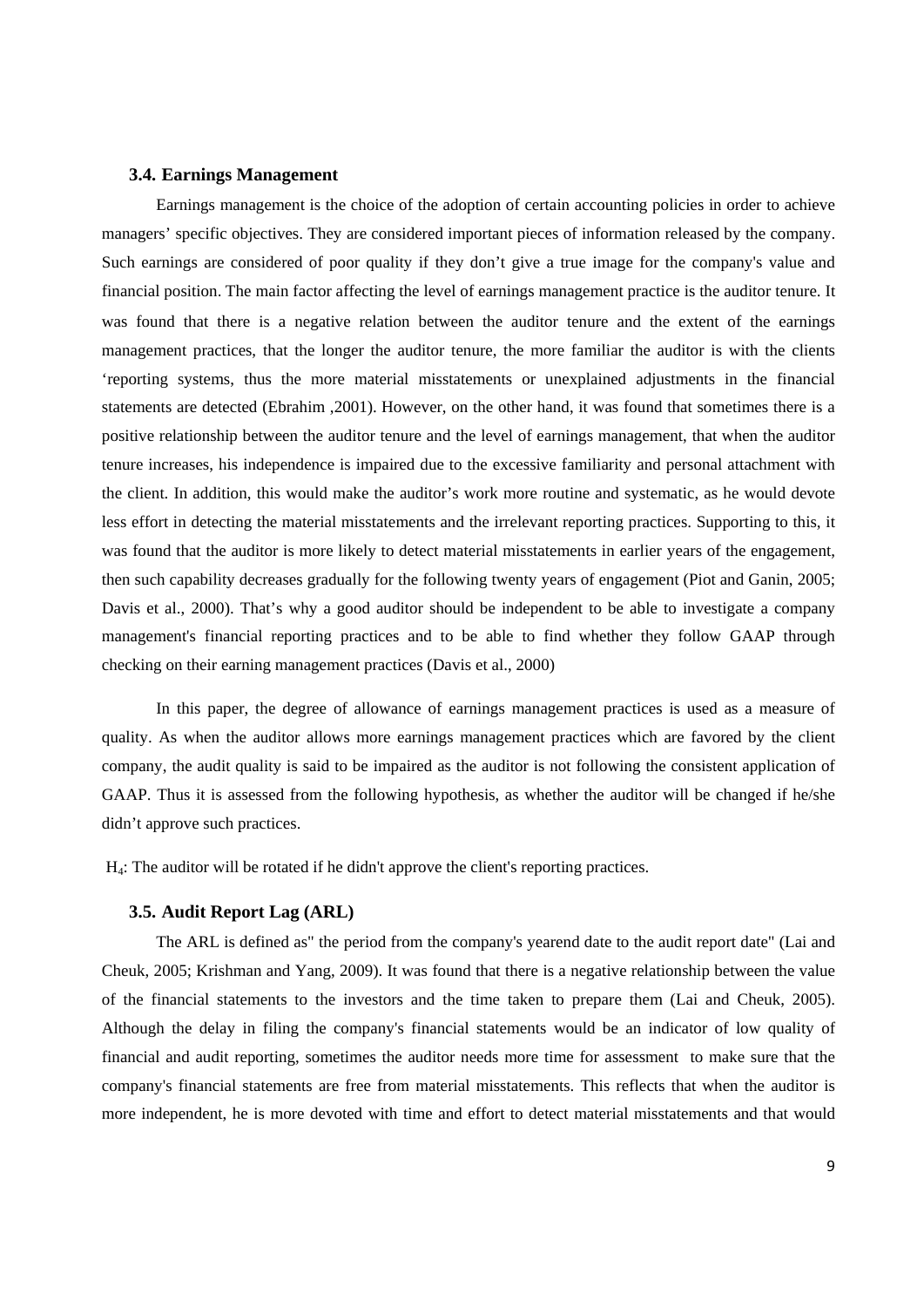### 3.4. Earnings Management

Earnings management is the choice of the adoption of certain accounting policies in order to achieve managers' specific objectives. They are considered important pieces of information released by the company. Such earnings are considered of poor quality if they don't give a true image for the company's value and financial position. The main factor affecting the level of earnings management practice is the auditor tenure. It was found that there is a negative relation between the auditor tenure and the extent of the earnings management practices, that the longer the auditor tenure, the more familiar the auditor is with the clients 'reporting systems, thus the more material misstatements or unexplained adjustments in the financial statements are detected (Ebrahim ,2001). However, on the other hand, it was found that sometimes there is a positive relationship between the auditor tenure and the level of earnings management, that when the auditor tenure increases, his independence is impaired due to the excessive familiarity and personal attachment with the client. In addition, this would make the auditor's work more routine and systematic, as he would devote less effort in detecting the material misstatements and the irrelevant reporting practices. Supporting to this, it was found that the auditor is more likely to detect material misstatements in earlier years of the engagement, then such capability decreases gradually for the following twenty years of engagement (Piot and Ganin, 2005; Davis et al., 2000). That's why a good auditor should be independent to be able to investigate a company management's financial reporting practices and to be able to find whether they follow GAAP through checking on their earning management practices (Davis et al., 2000)

In this paper, the degree of allowance of earnings management practices is used as a measure of quality. As when the auditor allows more earnings management practices which are favored by the client company, the audit quality is said to be impaired as the auditor is not following the consistent application of GAAP. Thus it is assessed from the following hypothesis, as whether the auditor will be changed if he/she didn't approve such practices.

$H_4$: The auditor will be rotated if he didn't approve the client's reporting practices.

### 3.5. Audit Report Lag (ARL)

The ARL is defined as" the period from the company's yearend date to the audit report date" (Lai and Cheuk, 2005; Krishman and Yang, 2009). It was found that there is a negative relationship between the value of the financial statements to the investors and the time taken to prepare them (Lai and Cheuk, 2005). Although the delay in filing the company's financial statements would be an indicator of low quality of financial and audit reporting, sometimes the auditor needs more time for assessment to make sure that the company's financial statements are free from material misstatements. This reflects that when the auditor is more independent, he is more devoted with time and effort to detect material misstatements and that would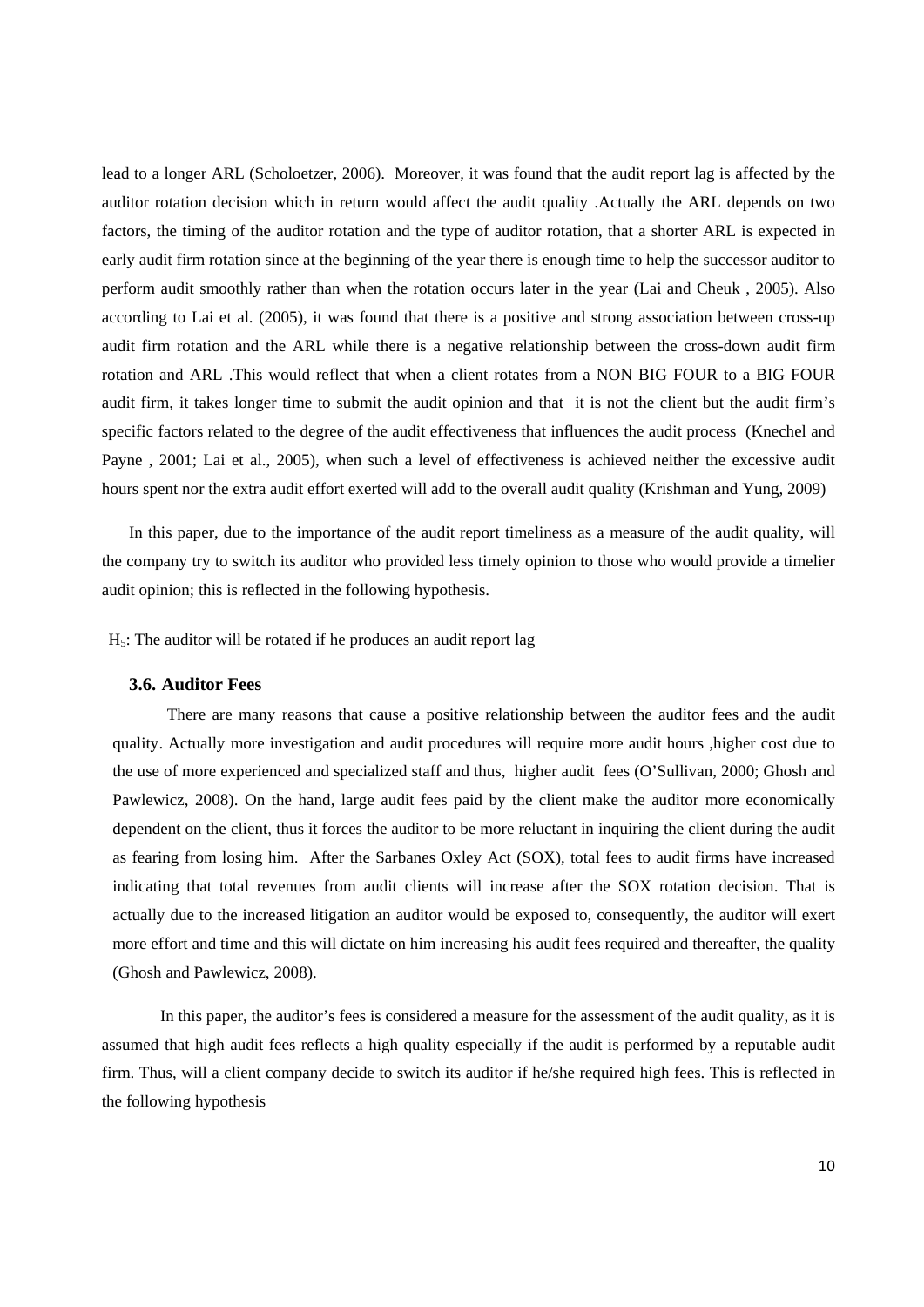lead to a longer ARL (Scholoetzer, 2006). Moreover, it was found that the audit report lag is affected by the auditor rotation decision which in return would affect the audit quality .Actually the ARL depends on two factors, the timing of the auditor rotation and the type of auditor rotation, that a shorter ARL is expected in early audit firm rotation since at the beginning of the year there is enough time to help the successor auditor to perform audit smoothly rather than when the rotation occurs later in the year (Lai and Cheuk , 2005). Also according to Lai et al. (2005), it was found that there is a positive and strong association between cross-up audit firm rotation and the ARL while there is a negative relationship between the cross-down audit firm rotation and ARL .This would reflect that when a client rotates from a NON BIG FOUR to a BIG FOUR audit firm, it takes longer time to submit the audit opinion and that it is not the client but the audit firm's specific factors related to the degree of the audit effectiveness that influences the audit process (Knechel and Payne , 2001; Lai et al., 2005), when such a level of effectiveness is achieved neither the excessive audit hours spent nor the extra audit effort exerted will add to the overall audit quality (Krishman and Yung, 2009)

In this paper, due to the importance of the audit report timeliness as a measure of the audit quality, will the company try to switch its auditor who provided less timely opinion to those who would provide a timelier audit opinion; this is reflected in the following hypothesis.

$H_5$: The auditor will be rotated if he produces an audit report lag

### 3.6. Auditor Fees

There are many reasons that cause a positive relationship between the auditor fees and the audit quality. Actually more investigation and audit procedures will require more audit hours ,higher cost due to the use of more experienced and specialized staff and thus, higher audit fees (O'Sullivan, 2000; Ghosh and Pawlewicz, 2008). On the hand, large audit fees paid by the client make the auditor more economically dependent on the client, thus it forces the auditor to be more reluctant in inquiring the client during the audit as fearing from losing him. After the Sarbanes Oxley Act (SOX), total fees to audit firms have increased indicating that total revenues from audit clients will increase after the SOX rotation decision. That is actually due to the increased litigation an auditor would be exposed to, consequently, the auditor will exert more effort and time and this will dictate on him increasing his audit fees required and thereafter, the quality (Ghosh and Pawlewicz, 2008).

In this paper, the auditor's fees is considered a measure for the assessment of the audit quality, as it is assumed that high audit fees reflects a high quality especially if the audit is performed by a reputable audit firm. Thus, will a client company decide to switch its auditor if he/she required high fees. This is reflected in the following hypothesis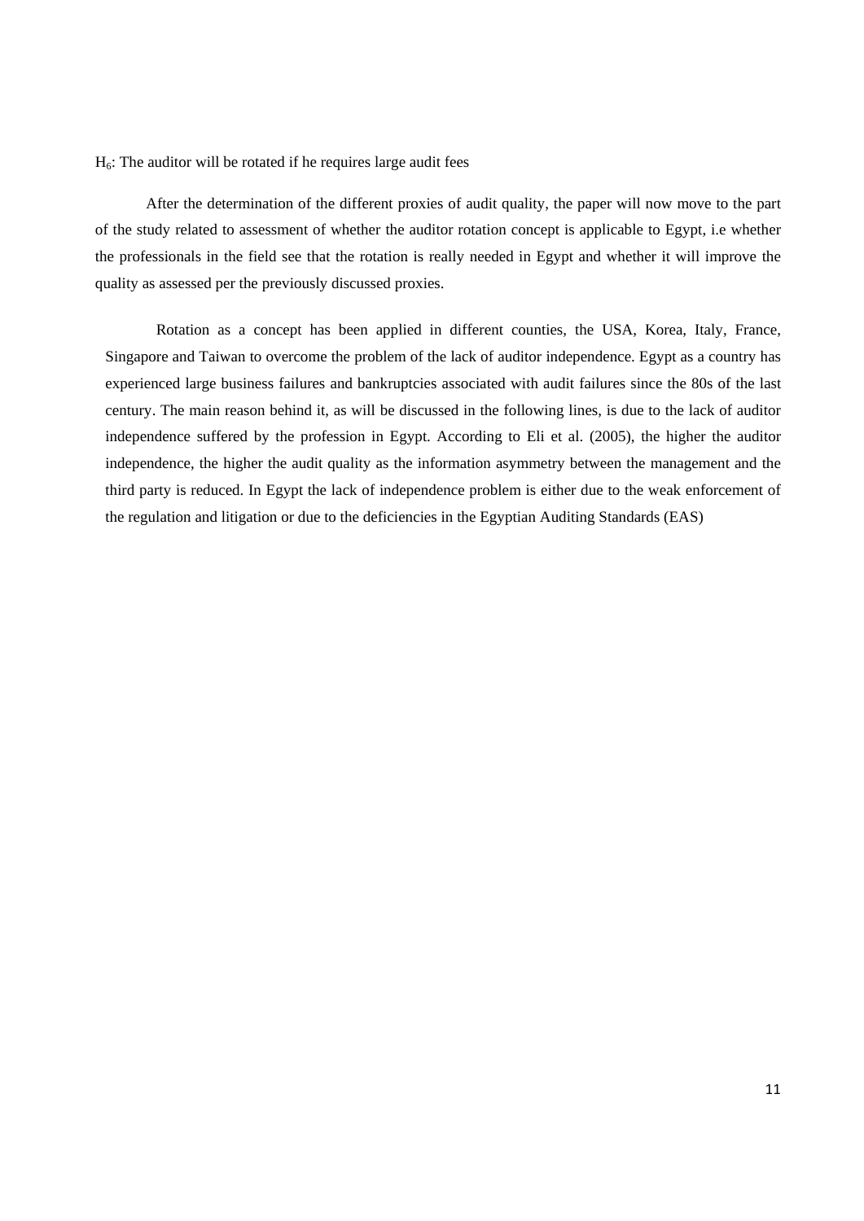$H_6$: The auditor will be rotated if he requires large audit fees

After the determination of the different proxies of audit quality, the paper will now move to the part of the study related to assessment of whether the auditor rotation concept is applicable to Egypt, i.e whether the professionals in the field see that the rotation is really needed in Egypt and whether it will improve the quality as assessed per the previously discussed proxies.

Rotation as a concept has been applied in different counties, the USA, Korea, Italy, France, Singapore and Taiwan to overcome the problem of the lack of auditor independence. Egypt as a country has experienced large business failures and bankruptcies associated with audit failures since the 80s of the last century. The main reason behind it, as will be discussed in the following lines, is due to the lack of auditor independence suffered by the profession in Egypt. According to Eli et al. (2005), the higher the auditor independence, the higher the audit quality as the information asymmetry between the management and the third party is reduced. In Egypt the lack of independence problem is either due to the weak enforcement of the regulation and litigation or due to the deficiencies in the Egyptian Auditing Standards (EAS)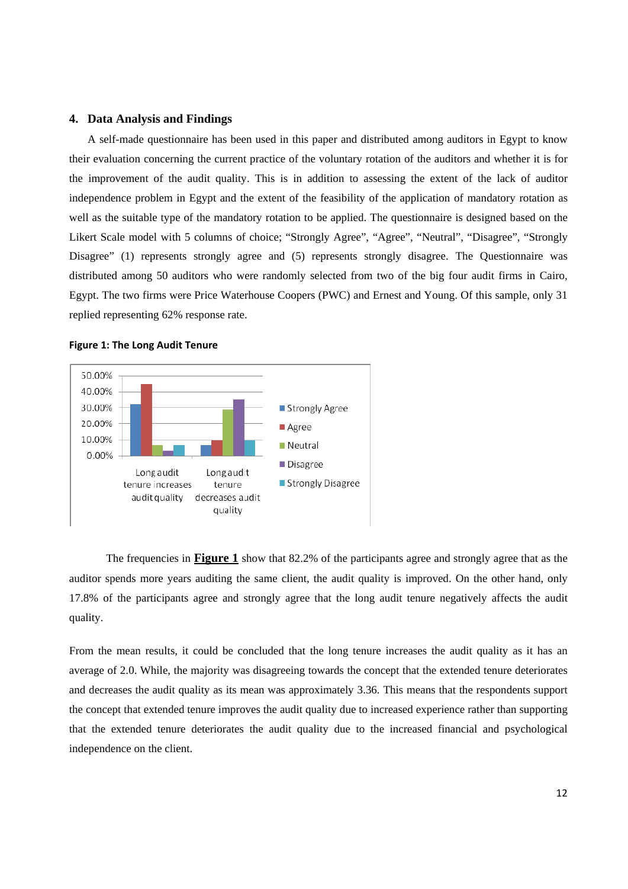## 4. Data Analysis and Findings

A self-made questionnaire has been used in this paper and distributed among auditors in Egypt to know their evaluation concerning the current practice of the voluntary rotation of the auditors and whether it is for the improvement of the audit quality. This is in addition to assessing the extent of the lack of auditor independence problem in Egypt and the extent of the feasibility of the application of mandatory rotation as well as the suitable type of the mandatory rotation to be applied. The questionnaire is designed based on the Likert Scale model with 5 columns of choice; "Strongly Agree", "Agree", "Neutral", "Disagree", "Strongly Disagree" (1) represents strongly agree and (5) represents strongly disagree. The Questionnaire was distributed among 50 auditors who were randomly selected from two of the big four audit firms in Cairo, Egypt. The two firms were Price Waterhouse Coopers (PWC) and Ernest and Young. Of this sample, only 31 replied representing 62% response rate.

**Figure 1: The Long Audit Tenure**

The frequencies in **Figure 1** show that 82.2% of the participants agree and strongly agree that as the auditor spends more years auditing the same client, the audit quality is improved. On the other hand, only 17.8% of the participants agree and strongly agree that the long audit tenure negatively affects the audit quality.

From the mean results, it could be concluded that the long tenure increases the audit quality as it has an average of 2.0. While, the majority was disagreeing towards the concept that the extended tenure deteriorates and decreases the audit quality as its mean was approximately 3.36. This means that the respondents support the concept that extended tenure improves the audit quality due to increased experience rather than supporting that the extended tenure deteriorates the audit quality due to the increased financial and psychological independence on the client.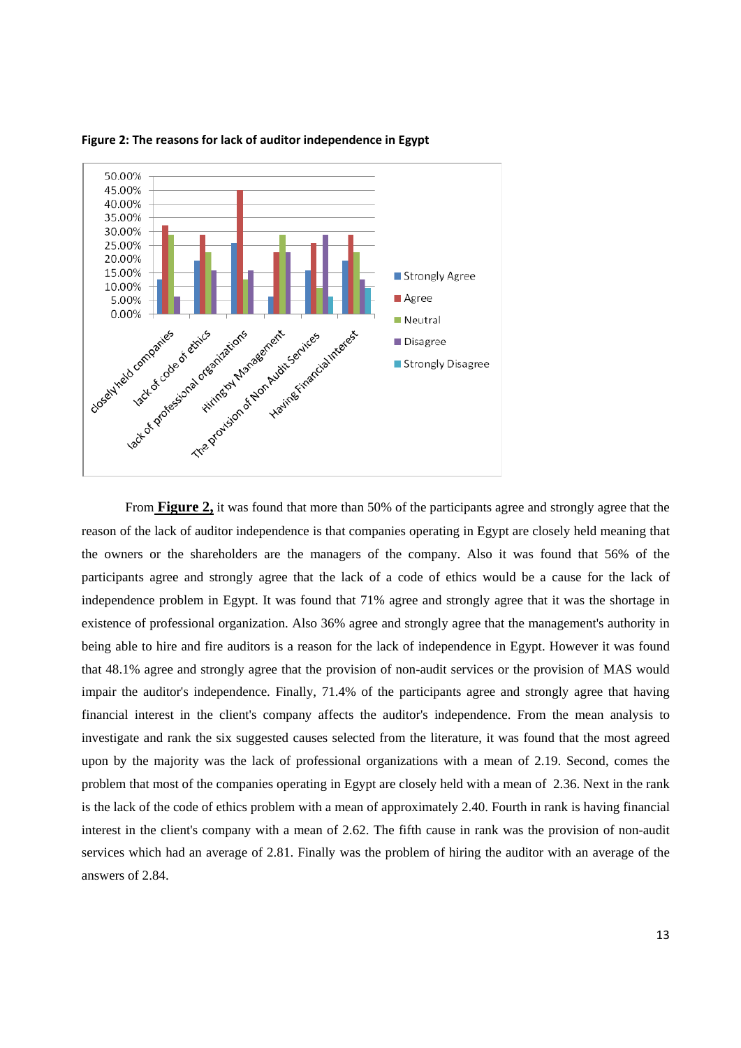**Figure 2: The reasons for lack of auditor independence in Egypt**

From **Figure 2,** it was found that more than 50% of the participants agree and strongly agree that the reason of the lack of auditor independence is that companies operating in Egypt are closely held meaning that the owners or the shareholders are the managers of the company. Also it was found that 56% of the participants agree and strongly agree that the lack of a code of ethics would be a cause for the lack of independence problem in Egypt. It was found that 71% agree and strongly agree that it was the shortage in existence of professional organization. Also 36% agree and strongly agree that the management's authority in being able to hire and fire auditors is a reason for the lack of independence in Egypt. However it was found that 48.1% agree and strongly agree that the provision of non-audit services or the provision of MAS would impair the auditor's independence. Finally, 71.4% of the participants agree and strongly agree that having financial interest in the client's company affects the auditor's independence. From the mean analysis to investigate and rank the six suggested causes selected from the literature, it was found that the most agreed upon by the majority was the lack of professional organizations with a mean of 2.19. Second, comes the problem that most of the companies operating in Egypt are closely held with a mean of 2.36. Next in the rank is the lack of the code of ethics problem with a mean of approximately 2.40. Fourth in rank is having financial interest in the client's company with a mean of 2.62. The fifth cause in rank was the provision of non-audit services which had an average of 2.81. Finally was the problem of hiring the auditor with an average of the answers of 2.84.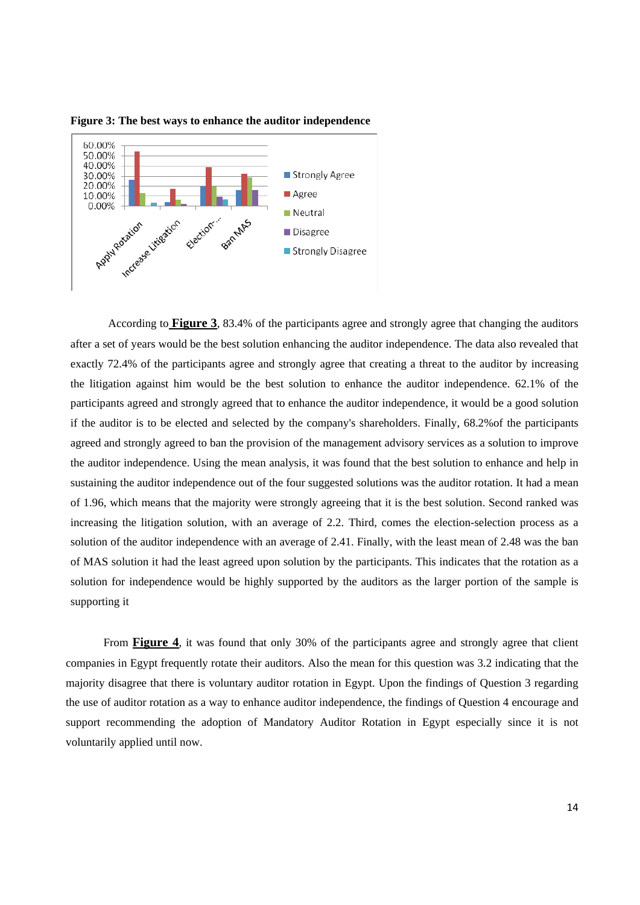**Figure 3: The best ways to enhance the auditor independence**

According to **Figure 3**, 83.4% of the participants agree and strongly agree that changing the auditors after a set of years would be the best solution enhancing the auditor independence. The data also revealed that exactly 72.4% of the participants agree and strongly agree that creating a threat to the auditor by increasing the litigation against him would be the best solution to enhance the auditor independence. 62.1% of the participants agreed and strongly agreed that to enhance the auditor independence, it would be a good solution if the auditor is to be elected and selected by the company's shareholders. Finally, 68.2%of the participants agreed and strongly agreed to ban the provision of the management advisory services as a solution to improve the auditor independence. Using the mean analysis, it was found that the best solution to enhance and help in sustaining the auditor independence out of the four suggested solutions was the auditor rotation. It had a mean of 1.96, which means that the majority were strongly agreeing that it is the best solution. Second ranked was increasing the litigation solution, with an average of 2.2. Third, comes the election-selection process as a solution of the auditor independence with an average of 2.41. Finally, with the least mean of 2.48 was the ban of MAS solution it had the least agreed upon solution by the participants. This indicates that the rotation as a solution for independence would be highly supported by the auditors as the larger portion of the sample is supporting it

From **Figure 4**, it was found that only 30% of the participants agree and strongly agree that client companies in Egypt frequently rotate their auditors. Also the mean for this question was 3.2 indicating that the majority disagree that there is voluntary auditor rotation in Egypt. Upon the findings of Question 3 regarding the use of auditor rotation as a way to enhance auditor independence, the findings of Question 4 encourage and support recommending the adoption of Mandatory Auditor Rotation in Egypt especially since it is not voluntarily applied until now.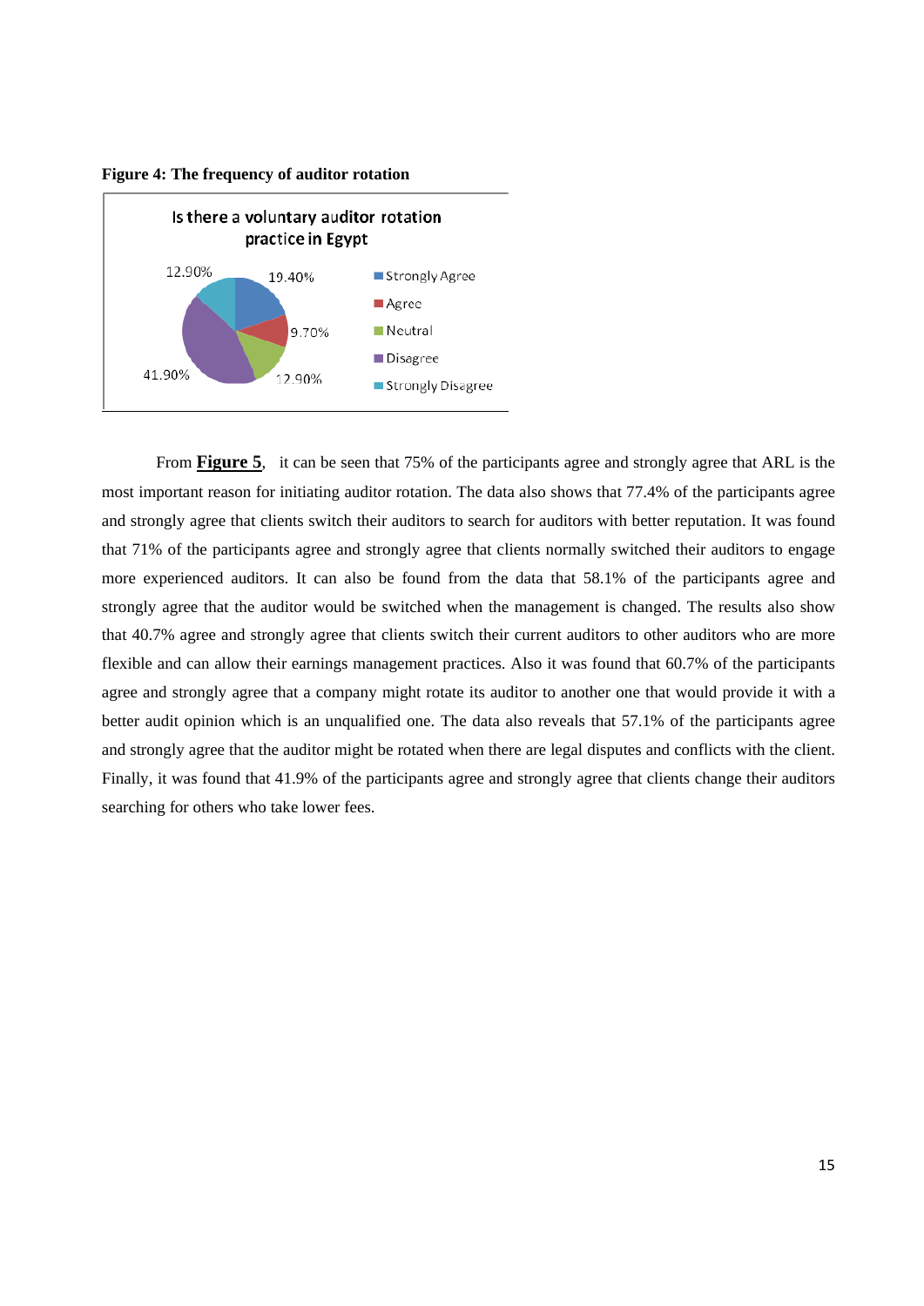**Figure 4: The frequency of auditor rotation**

Is there a voluntary auditor rotation practice in Egypt

| Response | Percentage |
|---|---|
| Strongly Agree | 19.40% |
| Agree | 9.70% |
| Neutral | 12.90% |
| Disagree | 41.90% |
| Strongly Disagree | 12.90% |

From **Figure 5**, it can be seen that 75% of the participants agree and strongly agree that ARL is the most important reason for initiating auditor rotation. The data also shows that 77.4% of the participants agree and strongly agree that clients switch their auditors to search for auditors with better reputation. It was found that 71% of the participants agree and strongly agree that clients normally switched their auditors to engage more experienced auditors. It can also be found from the data that 58.1% of the participants agree and strongly agree that the auditor would be switched when the management is changed. The results also show that 40.7% agree and strongly agree that clients switch their current auditors to other auditors who are more flexible and can allow their earnings management practices. Also it was found that 60.7% of the participants agree and strongly agree that a company might rotate its auditor to another one that would provide it with a better audit opinion which is an unqualified one. The data also reveals that 57.1% of the participants agree and strongly agree that the auditor might be rotated when there are legal disputes and conflicts with the client. Finally, it was found that 41.9% of the participants agree and strongly agree that clients change their auditors searching for others who take lower fees.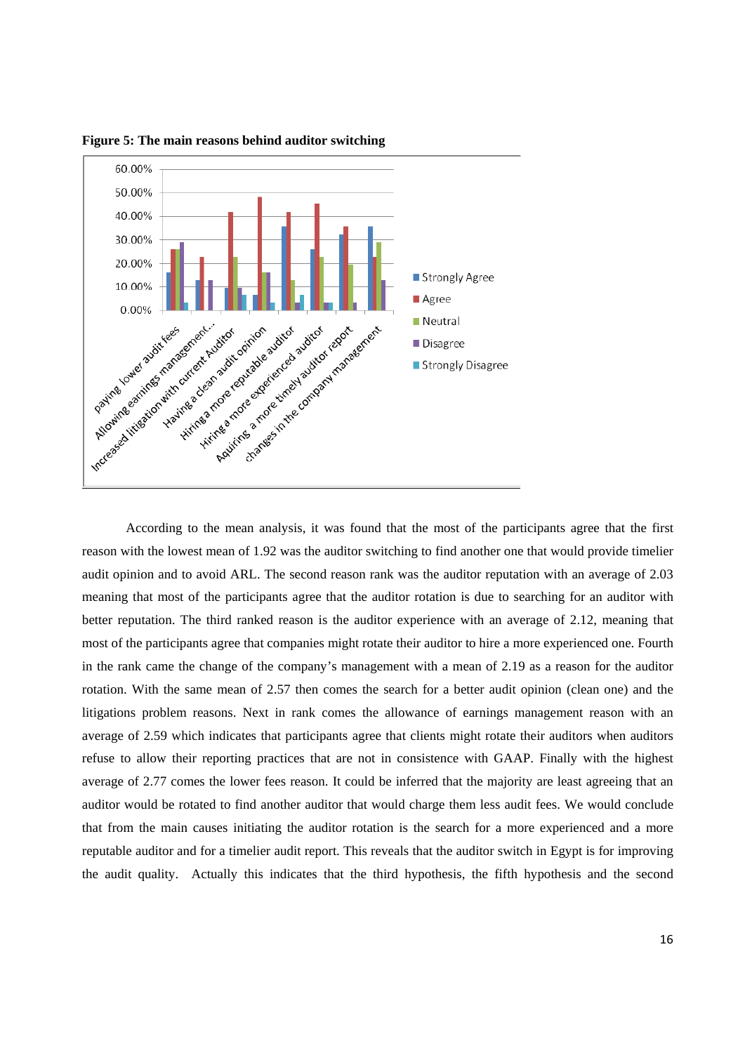**Figure 5: The main reasons behind auditor switching**

According to the mean analysis, it was found that the most of the participants agree that the first reason with the lowest mean of 1.92 was the auditor switching to find another one that would provide timelier audit opinion and to avoid ARL. The second reason rank was the auditor reputation with an average of 2.03 meaning that most of the participants agree that the auditor rotation is due to searching for an auditor with better reputation. The third ranked reason is the auditor experience with an average of 2.12, meaning that most of the participants agree that companies might rotate their auditor to hire a more experienced one. Fourth in the rank came the change of the company's management with a mean of 2.19 as a reason for the auditor rotation. With the same mean of 2.57 then comes the search for a better audit opinion (clean one) and the litigations problem reasons. Next in rank comes the allowance of earnings management reason with an average of 2.59 which indicates that participants agree that clients might rotate their auditors when auditors refuse to allow their reporting practices that are not in consistence with GAAP. Finally with the highest average of 2.77 comes the lower fees reason. It could be inferred that the majority are least agreeing that an auditor would be rotated to find another auditor that would charge them less audit fees. We would conclude that from the main causes initiating the auditor rotation is the search for a more experienced and a more reputable auditor and for a timelier audit report. This reveals that the auditor switch in Egypt is for improving the audit quality. Actually this indicates that the third hypothesis, the fifth hypothesis and the second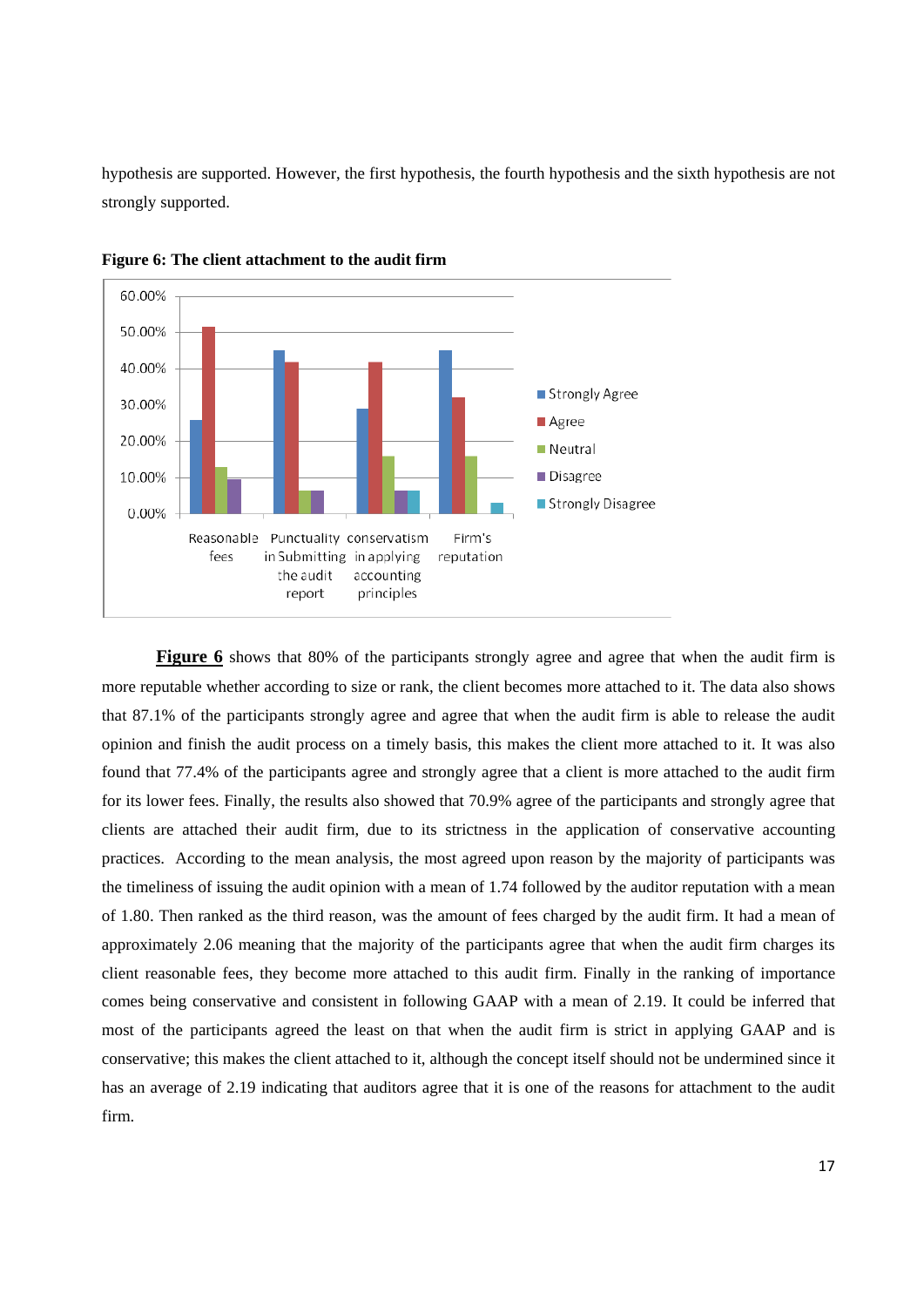hypothesis are supported. However, the first hypothesis, the fourth hypothesis and the sixth hypothesis are not strongly supported.

**Figure 6: The client attachment to the audit firm**

**Figure 6** shows that 80% of the participants strongly agree and agree that when the audit firm is more reputable whether according to size or rank, the client becomes more attached to it. The data also shows that 87.1% of the participants strongly agree and agree that when the audit firm is able to release the audit opinion and finish the audit process on a timely basis, this makes the client more attached to it. It was also found that 77.4% of the participants agree and strongly agree that a client is more attached to the audit firm for its lower fees. Finally, the results also showed that 70.9% agree of the participants and strongly agree that clients are attached their audit firm, due to its strictness in the application of conservative accounting practices. According to the mean analysis, the most agreed upon reason by the majority of participants was the timeliness of issuing the audit opinion with a mean of 1.74 followed by the auditor reputation with a mean of 1.80. Then ranked as the third reason, was the amount of fees charged by the audit firm. It had a mean of approximately 2.06 meaning that the majority of the participants agree that when the audit firm charges its client reasonable fees, they become more attached to this audit firm. Finally in the ranking of importance comes being conservative and consistent in following GAAP with a mean of 2.19. It could be inferred that most of the participants agreed the least on that when the audit firm is strict in applying GAAP and is conservative; this makes the client attached to it, although the concept itself should not be undermined since it has an average of 2.19 indicating that auditors agree that it is one of the reasons for attachment to the audit firm.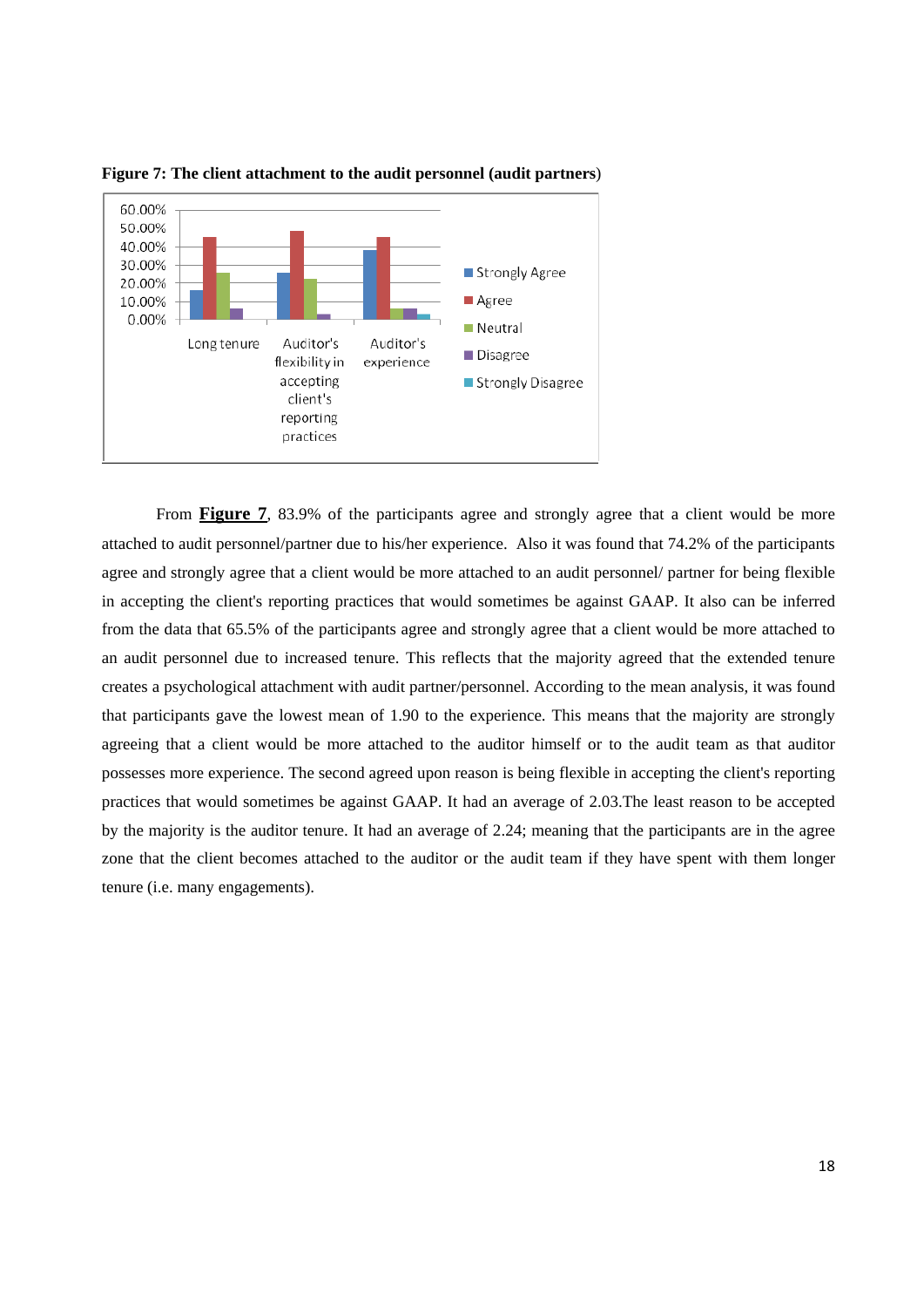**Figure 7: The client attachment to the audit personnel (audit partners**)

From **Figure 7**, 83.9% of the participants agree and strongly agree that a client would be more attached to audit personnel/partner due to his/her experience. Also it was found that 74.2% of the participants agree and strongly agree that a client would be more attached to an audit personnel/ partner for being flexible in accepting the client's reporting practices that would sometimes be against GAAP. It also can be inferred from the data that 65.5% of the participants agree and strongly agree that a client would be more attached to an audit personnel due to increased tenure. This reflects that the majority agreed that the extended tenure creates a psychological attachment with audit partner/personnel. According to the mean analysis, it was found that participants gave the lowest mean of 1.90 to the experience. This means that the majority are strongly agreeing that a client would be more attached to the auditor himself or to the audit team as that auditor possesses more experience. The second agreed upon reason is being flexible in accepting the client's reporting practices that would sometimes be against GAAP. It had an average of 2.03.The least reason to be accepted by the majority is the auditor tenure. It had an average of 2.24; meaning that the participants are in the agree zone that the client becomes attached to the auditor or the audit team if they have spent with them longer tenure (i.e. many engagements).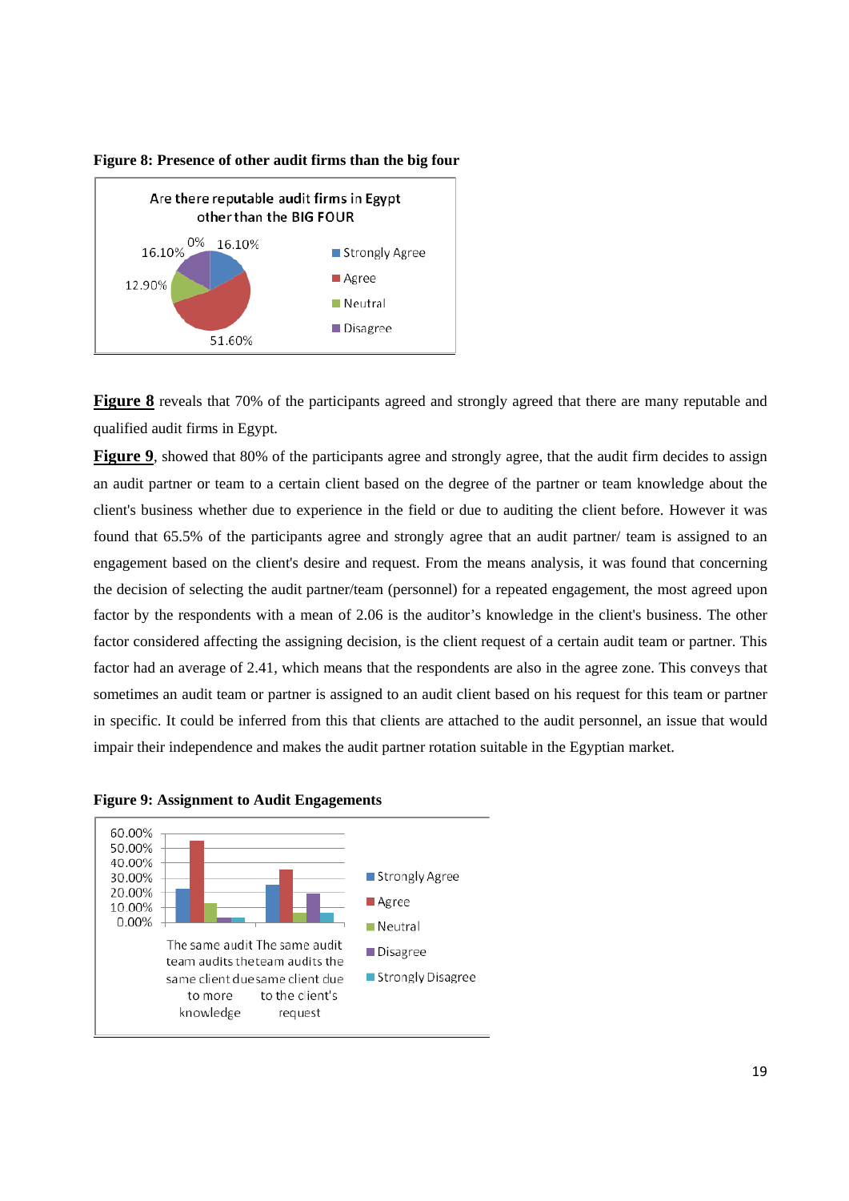**Figure 8: Presence of other audit firms than the big four**

Are there reputable audit firms in Egypt other than the BIG FOUR

- Strongly Agree: 16.10%
- Agree: 51.60%
- Neutral: 12.90%
- Disagree: 16.10%
- 0%

**Figure 8** reveals that 70% of the participants agreed and strongly agreed that there are many reputable and qualified audit firms in Egypt.

**Figure 9**, showed that 80% of the participants agree and strongly agree, that the audit firm decides to assign an audit partner or team to a certain client based on the degree of the partner or team knowledge about the client's business whether due to experience in the field or due to auditing the client before. However it was found that 65.5% of the participants agree and strongly agree that an audit partner/ team is assigned to an engagement based on the client's desire and request. From the means analysis, it was found that concerning the decision of selecting the audit partner/team (personnel) for a repeated engagement, the most agreed upon factor by the respondents with a mean of 2.06 is the auditor's knowledge in the client's business. The other factor considered affecting the assigning decision, is the client request of a certain audit team or partner. This factor had an average of 2.41, which means that the respondents are also in the agree zone. This conveys that sometimes an audit team or partner is assigned to an audit client based on his request for this team or partner in specific. It could be inferred from this that clients are attached to the audit personnel, an issue that would impair their independence and makes the audit partner rotation suitable in the Egyptian market.

**Figure 9: Assignment to Audit Engagements**

Categories: The same audit team audits the same client due to more knowledge; The same audit team audits the same client due to the client's request

Legend: Strongly Agree, Agree, Neutral, Disagree, Strongly Disagree

Y-axis: 0.00% to 60.00%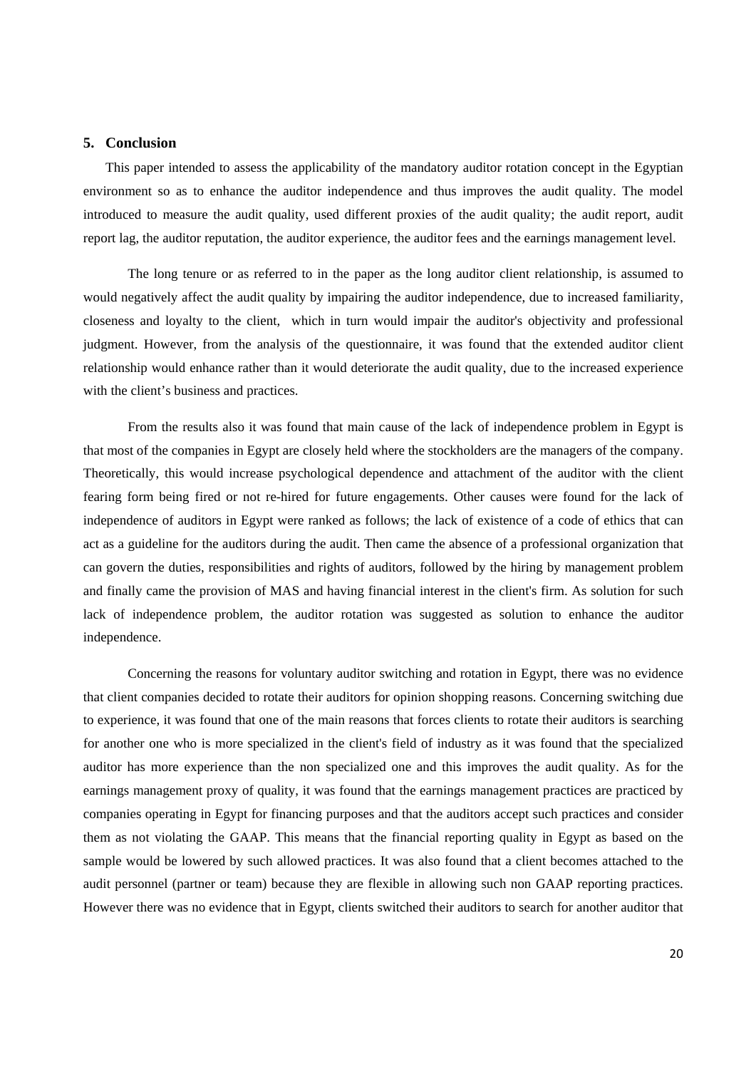## 5. Conclusion

This paper intended to assess the applicability of the mandatory auditor rotation concept in the Egyptian environment so as to enhance the auditor independence and thus improves the audit quality. The model introduced to measure the audit quality, used different proxies of the audit quality; the audit report, audit report lag, the auditor reputation, the auditor experience, the auditor fees and the earnings management level.

The long tenure or as referred to in the paper as the long auditor client relationship, is assumed to would negatively affect the audit quality by impairing the auditor independence, due to increased familiarity, closeness and loyalty to the client, which in turn would impair the auditor's objectivity and professional judgment. However, from the analysis of the questionnaire, it was found that the extended auditor client relationship would enhance rather than it would deteriorate the audit quality, due to the increased experience with the client's business and practices.

From the results also it was found that main cause of the lack of independence problem in Egypt is that most of the companies in Egypt are closely held where the stockholders are the managers of the company. Theoretically, this would increase psychological dependence and attachment of the auditor with the client fearing form being fired or not re-hired for future engagements. Other causes were found for the lack of independence of auditors in Egypt were ranked as follows; the lack of existence of a code of ethics that can act as a guideline for the auditors during the audit. Then came the absence of a professional organization that can govern the duties, responsibilities and rights of auditors, followed by the hiring by management problem and finally came the provision of MAS and having financial interest in the client's firm. As solution for such lack of independence problem, the auditor rotation was suggested as solution to enhance the auditor independence.

Concerning the reasons for voluntary auditor switching and rotation in Egypt, there was no evidence that client companies decided to rotate their auditors for opinion shopping reasons. Concerning switching due to experience, it was found that one of the main reasons that forces clients to rotate their auditors is searching for another one who is more specialized in the client's field of industry as it was found that the specialized auditor has more experience than the non specialized one and this improves the audit quality. As for the earnings management proxy of quality, it was found that the earnings management practices are practiced by companies operating in Egypt for financing purposes and that the auditors accept such practices and consider them as not violating the GAAP. This means that the financial reporting quality in Egypt as based on the sample would be lowered by such allowed practices. It was also found that a client becomes attached to the audit personnel (partner or team) because they are flexible in allowing such non GAAP reporting practices. However there was no evidence that in Egypt, clients switched their auditors to search for another auditor that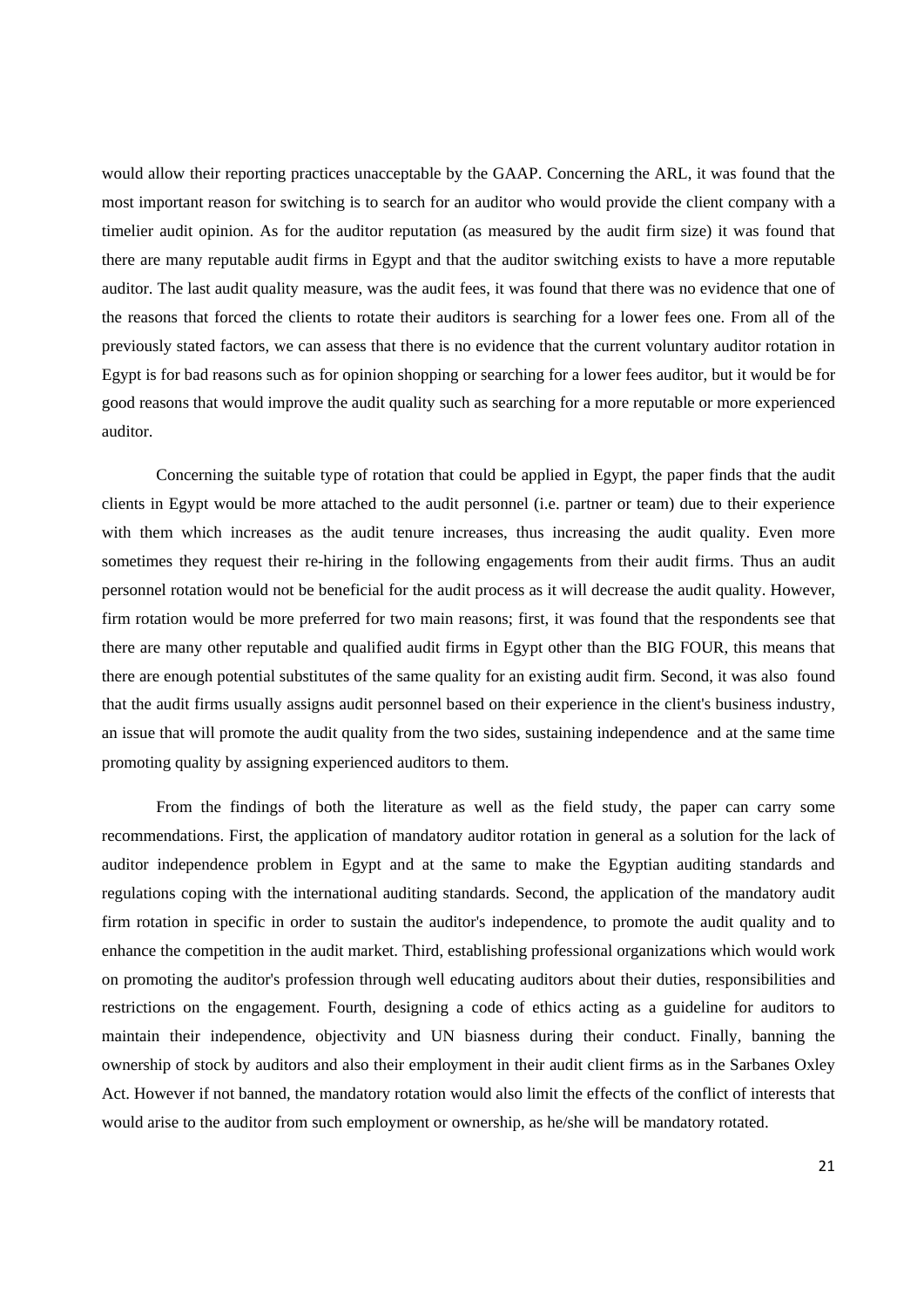would allow their reporting practices unacceptable by the GAAP. Concerning the ARL, it was found that the most important reason for switching is to search for an auditor who would provide the client company with a timelier audit opinion. As for the auditor reputation (as measured by the audit firm size) it was found that there are many reputable audit firms in Egypt and that the auditor switching exists to have a more reputable auditor. The last audit quality measure, was the audit fees, it was found that there was no evidence that one of the reasons that forced the clients to rotate their auditors is searching for a lower fees one. From all of the previously stated factors, we can assess that there is no evidence that the current voluntary auditor rotation in Egypt is for bad reasons such as for opinion shopping or searching for a lower fees auditor, but it would be for good reasons that would improve the audit quality such as searching for a more reputable or more experienced auditor.

Concerning the suitable type of rotation that could be applied in Egypt, the paper finds that the audit clients in Egypt would be more attached to the audit personnel (i.e. partner or team) due to their experience with them which increases as the audit tenure increases, thus increasing the audit quality. Even more sometimes they request their re-hiring in the following engagements from their audit firms. Thus an audit personnel rotation would not be beneficial for the audit process as it will decrease the audit quality. However, firm rotation would be more preferred for two main reasons; first, it was found that the respondents see that there are many other reputable and qualified audit firms in Egypt other than the BIG FOUR, this means that there are enough potential substitutes of the same quality for an existing audit firm. Second, it was also found that the audit firms usually assigns audit personnel based on their experience in the client's business industry, an issue that will promote the audit quality from the two sides, sustaining independence and at the same time promoting quality by assigning experienced auditors to them.

From the findings of both the literature as well as the field study, the paper can carry some recommendations. First, the application of mandatory auditor rotation in general as a solution for the lack of auditor independence problem in Egypt and at the same to make the Egyptian auditing standards and regulations coping with the international auditing standards. Second, the application of the mandatory audit firm rotation in specific in order to sustain the auditor's independence, to promote the audit quality and to enhance the competition in the audit market. Third, establishing professional organizations which would work on promoting the auditor's profession through well educating auditors about their duties, responsibilities and restrictions on the engagement. Fourth, designing a code of ethics acting as a guideline for auditors to maintain their independence, objectivity and UN biasness during their conduct. Finally, banning the ownership of stock by auditors and also their employment in their audit client firms as in the Sarbanes Oxley Act. However if not banned, the mandatory rotation would also limit the effects of the conflict of interests that would arise to the auditor from such employment or ownership, as he/she will be mandatory rotated.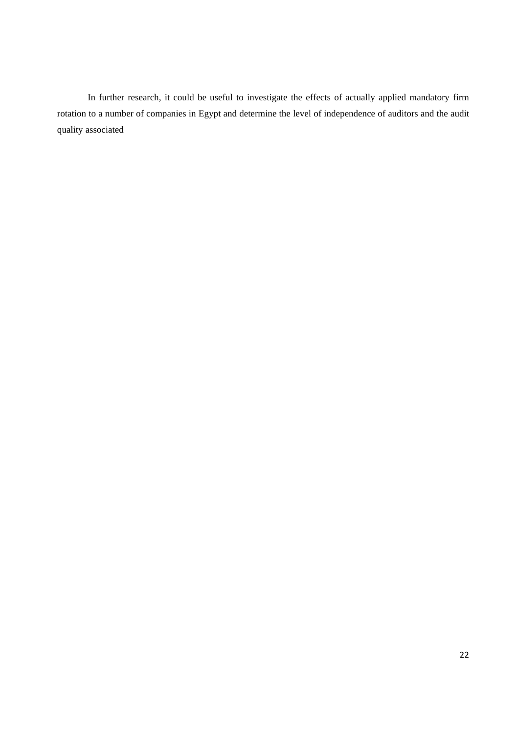In further research, it could be useful to investigate the effects of actually applied mandatory firm rotation to a number of companies in Egypt and determine the level of independence of auditors and the audit quality associated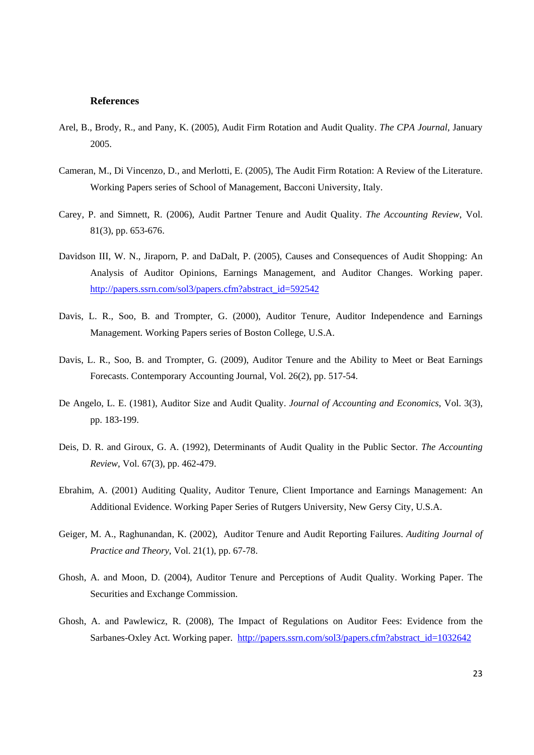**References**

Arel, B., Brody, R., and Pany, K. (2005), Audit Firm Rotation and Audit Quality. *The CPA Journal*, January 2005.

Cameran, M., Di Vincenzo, D., and Merlotti, E. (2005), The Audit Firm Rotation: A Review of the Literature. Working Papers series of School of Management, Bacconi University, Italy.

Carey, P. and Simnett, R. (2006), Audit Partner Tenure and Audit Quality. *The Accounting Review*, Vol. 81(3), pp. 653-676.

Davidson III, W. N., Jiraporn, P. and DaDalt, P. (2005), Causes and Consequences of Audit Shopping: An Analysis of Auditor Opinions, Earnings Management, and Auditor Changes. Working paper. http://papers.ssrn.com/sol3/papers.cfm?abstract_id=592542

Davis, L. R., Soo, B. and Trompter, G. (2000), Auditor Tenure, Auditor Independence and Earnings Management. Working Papers series of Boston College, U.S.A.

Davis, L. R., Soo, B. and Trompter, G. (2009), Auditor Tenure and the Ability to Meet or Beat Earnings Forecasts. Contemporary Accounting Journal, Vol. 26(2), pp. 517-54.

De Angelo, L. E. (1981), Auditor Size and Audit Quality. *Journal of Accounting and Economics*, Vol. 3(3), pp. 183-199.

Deis, D. R. and Giroux, G. A. (1992), Determinants of Audit Quality in the Public Sector. *The Accounting Review*, Vol. 67(3), pp. 462-479.

Ebrahim, A. (2001) Auditing Quality, Auditor Tenure, Client Importance and Earnings Management: An Additional Evidence. Working Paper Series of Rutgers University, New Gersy City, U.S.A.

Geiger, M. A., Raghunandan, K. (2002), Auditor Tenure and Audit Reporting Failures. *Auditing Journal of Practice and Theory*, Vol. 21(1), pp. 67-78.

Ghosh, A. and Moon, D. (2004), Auditor Tenure and Perceptions of Audit Quality. Working Paper. The Securities and Exchange Commission.

Ghosh, A. and Pawlewicz, R. (2008), The Impact of Regulations on Auditor Fees: Evidence from the Sarbanes-Oxley Act. Working paper. http://papers.ssrn.com/sol3/papers.cfm?abstract_id=1032642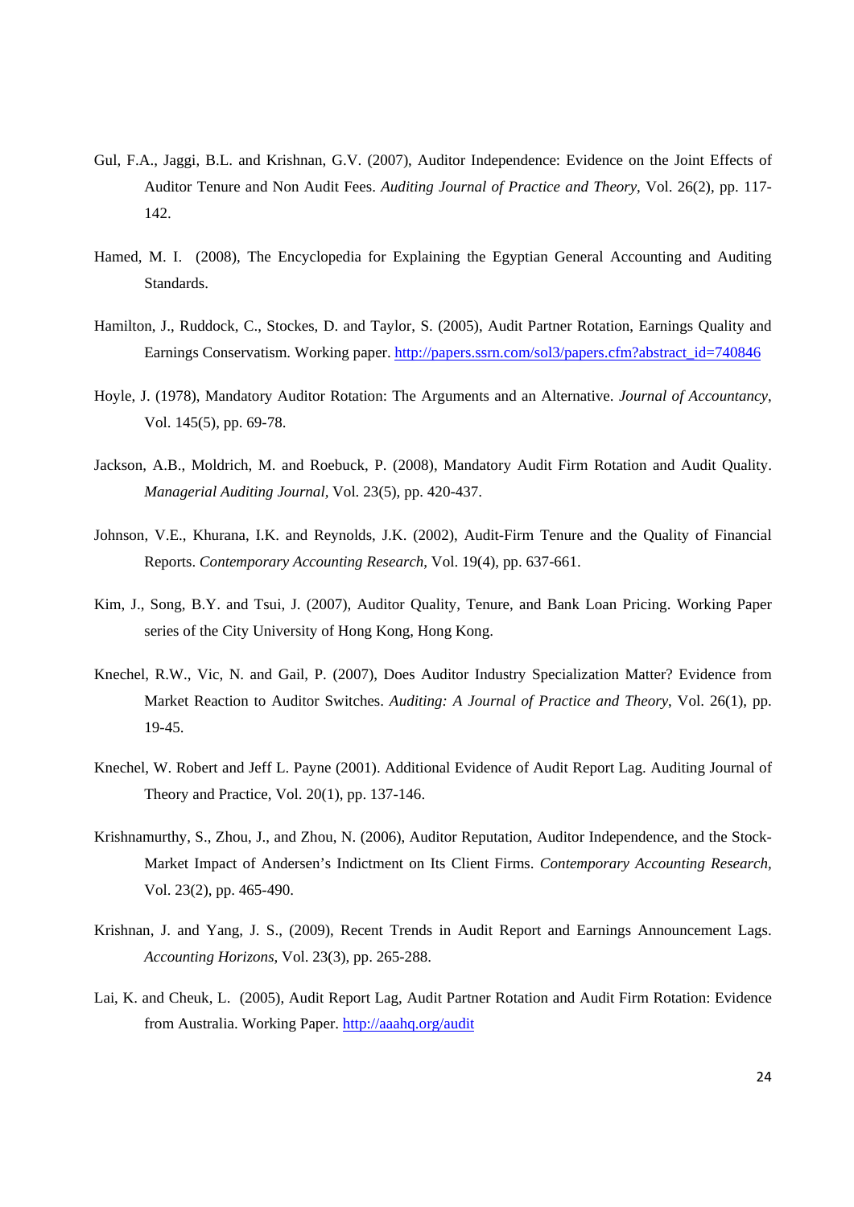Gul, F.A., Jaggi, B.L. and Krishnan, G.V. (2007), Auditor Independence: Evidence on the Joint Effects of Auditor Tenure and Non Audit Fees. *Auditing Journal of Practice and Theory*, Vol. 26(2), pp. 117-142.

Hamed, M. I. (2008), The Encyclopedia for Explaining the Egyptian General Accounting and Auditing Standards.

Hamilton, J., Ruddock, C., Stockes, D. and Taylor, S. (2005), Audit Partner Rotation, Earnings Quality and Earnings Conservatism. Working paper. http://papers.ssrn.com/sol3/papers.cfm?abstract_id=740846

Hoyle, J. (1978), Mandatory Auditor Rotation: The Arguments and an Alternative. *Journal of Accountancy*, Vol. 145(5), pp. 69-78.

Jackson, A.B., Moldrich, M. and Roebuck, P. (2008), Mandatory Audit Firm Rotation and Audit Quality. *Managerial Auditing Journal*, Vol. 23(5), pp. 420-437.

Johnson, V.E., Khurana, I.K. and Reynolds, J.K. (2002), Audit-Firm Tenure and the Quality of Financial Reports. *Contemporary Accounting Research*, Vol. 19(4), pp. 637-661.

Kim, J., Song, B.Y. and Tsui, J. (2007), Auditor Quality, Tenure, and Bank Loan Pricing. Working Paper series of the City University of Hong Kong, Hong Kong.

Knechel, R.W., Vic, N. and Gail, P. (2007), Does Auditor Industry Specialization Matter? Evidence from Market Reaction to Auditor Switches. *Auditing: A Journal of Practice and Theory*, Vol. 26(1), pp. 19-45.

Knechel, W. Robert and Jeff L. Payne (2001). Additional Evidence of Audit Report Lag. Auditing Journal of Theory and Practice, Vol. 20(1), pp. 137-146.

Krishnamurthy, S., Zhou, J., and Zhou, N. (2006), Auditor Reputation, Auditor Independence, and the Stock-Market Impact of Andersen's Indictment on Its Client Firms. *Contemporary Accounting Research*, Vol. 23(2), pp. 465-490.

Krishnan, J. and Yang, J. S., (2009), Recent Trends in Audit Report and Earnings Announcement Lags. *Accounting Horizons*, Vol. 23(3), pp. 265-288.

Lai, K. and Cheuk, L. (2005), Audit Report Lag, Audit Partner Rotation and Audit Firm Rotation: Evidence from Australia. Working Paper. http://aaahq.org/audit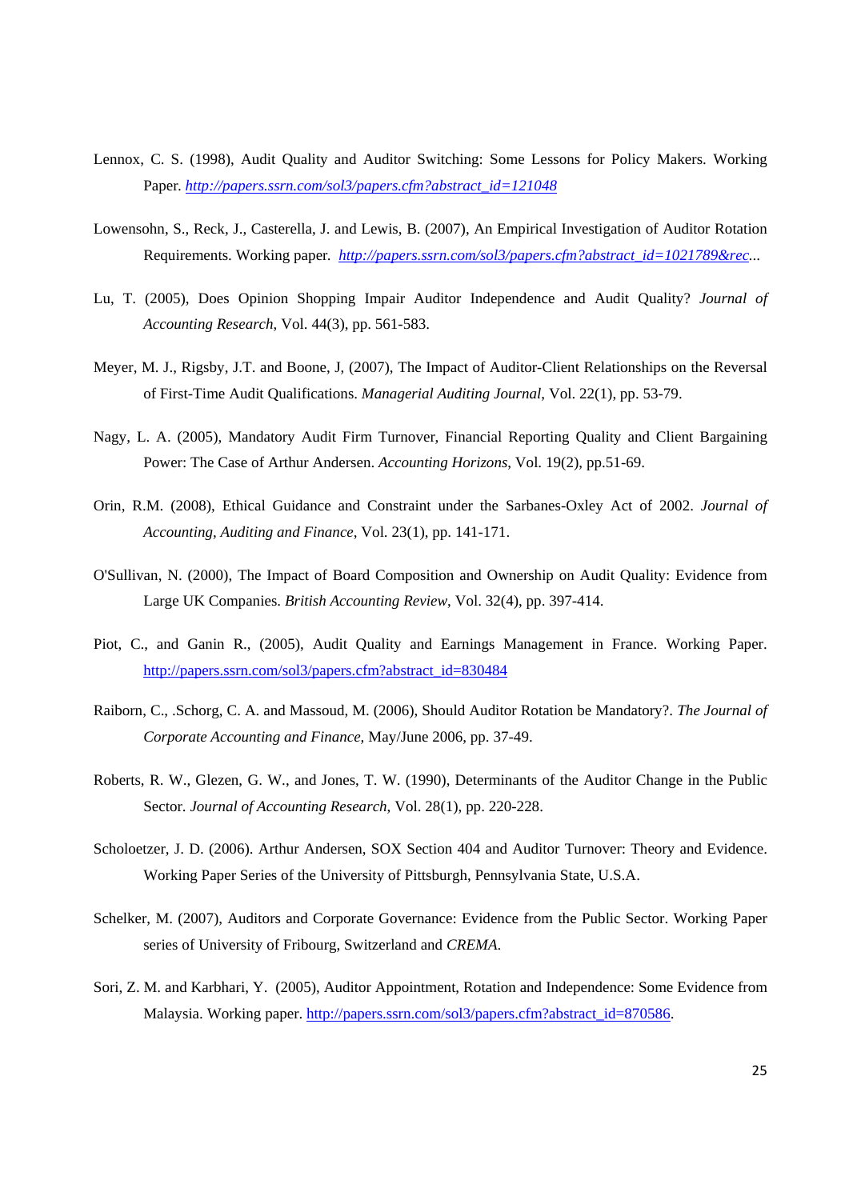Lennox, C. S. (1998), Audit Quality and Auditor Switching: Some Lessons for Policy Makers. Working Paper. *http://papers.ssrn.com/sol3/papers.cfm?abstract_id=121048*

Lowensohn, S., Reck, J., Casterella, J. and Lewis, B. (2007), An Empirical Investigation of Auditor Rotation Requirements. Working paper. *http://papers.ssrn.com/sol3/papers.cfm?abstract_id=1021789&rec...*

Lu, T. (2005), Does Opinion Shopping Impair Auditor Independence and Audit Quality? *Journal of Accounting Research*, Vol. 44(3), pp. 561-583.

Meyer, M. J., Rigsby, J.T. and Boone, J, (2007), The Impact of Auditor-Client Relationships on the Reversal of First-Time Audit Qualifications. *Managerial Auditing Journal*, Vol. 22(1), pp. 53-79.

Nagy, L. A. (2005), Mandatory Audit Firm Turnover, Financial Reporting Quality and Client Bargaining Power: The Case of Arthur Andersen. *Accounting Horizons*, Vol. 19(2), pp.51-69.

Orin, R.M. (2008), Ethical Guidance and Constraint under the Sarbanes-Oxley Act of 2002. *Journal of Accounting, Auditing and Finance*, Vol. 23(1), pp. 141-171.

O'Sullivan, N. (2000), The Impact of Board Composition and Ownership on Audit Quality: Evidence from Large UK Companies. *British Accounting Review*, Vol. 32(4), pp. 397-414.

Piot, C., and Ganin R., (2005), Audit Quality and Earnings Management in France. Working Paper. http://papers.ssrn.com/sol3/papers.cfm?abstract_id=830484

Raiborn, C., .Schorg, C. A. and Massoud, M. (2006), Should Auditor Rotation be Mandatory?. *The Journal of Corporate Accounting and Finance*, May/June 2006, pp. 37-49.

Roberts, R. W., Glezen, G. W., and Jones, T. W. (1990), Determinants of the Auditor Change in the Public Sector. *Journal of Accounting Research*, Vol. 28(1), pp. 220-228.

Scholoetzer, J. D. (2006). Arthur Andersen, SOX Section 404 and Auditor Turnover: Theory and Evidence. Working Paper Series of the University of Pittsburgh, Pennsylvania State, U.S.A.

Schelker, M. (2007), Auditors and Corporate Governance: Evidence from the Public Sector. Working Paper series of University of Fribourg, Switzerland and *CREMA*.

Sori, Z. M. and Karbhari, Y. (2005), Auditor Appointment, Rotation and Independence: Some Evidence from Malaysia. Working paper. http://papers.ssrn.com/sol3/papers.cfm?abstract_id=870586.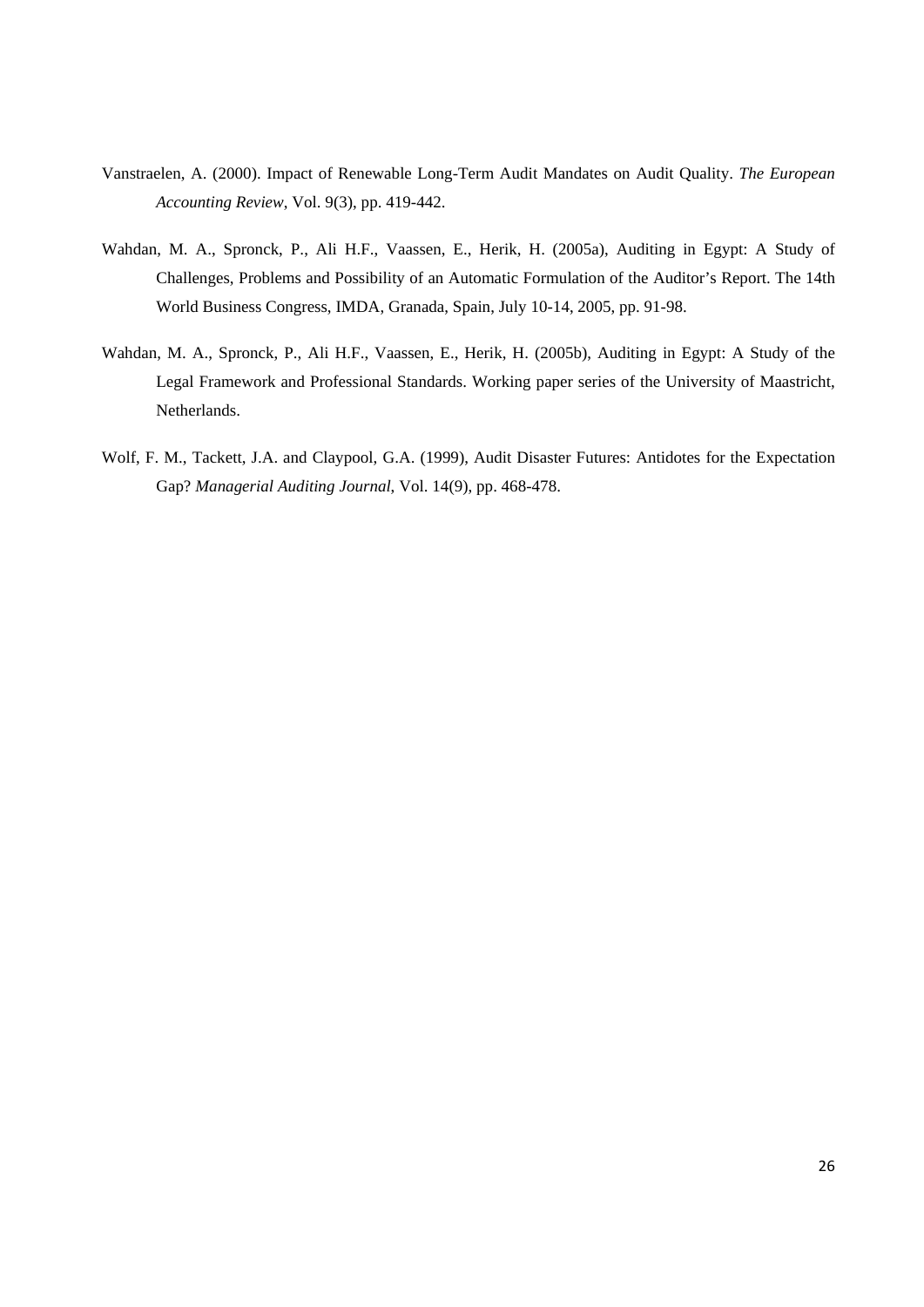Vanstraelen, A. (2000). Impact of Renewable Long-Term Audit Mandates on Audit Quality. *The European Accounting Review*, Vol. 9(3), pp. 419-442.

Wahdan, M. A., Spronck, P., Ali H.F., Vaassen, E., Herik, H. (2005a), Auditing in Egypt: A Study of Challenges, Problems and Possibility of an Automatic Formulation of the Auditor's Report. The 14th World Business Congress, IMDA, Granada, Spain, July 10-14, 2005, pp. 91-98.

Wahdan, M. A., Spronck, P., Ali H.F., Vaassen, E., Herik, H. (2005b), Auditing in Egypt: A Study of the Legal Framework and Professional Standards. Working paper series of the University of Maastricht, Netherlands.

Wolf, F. M., Tackett, J.A. and Claypool, G.A. (1999), Audit Disaster Futures: Antidotes for the Expectation Gap? *Managerial Auditing Journal*, Vol. 14(9), pp. 468-478.